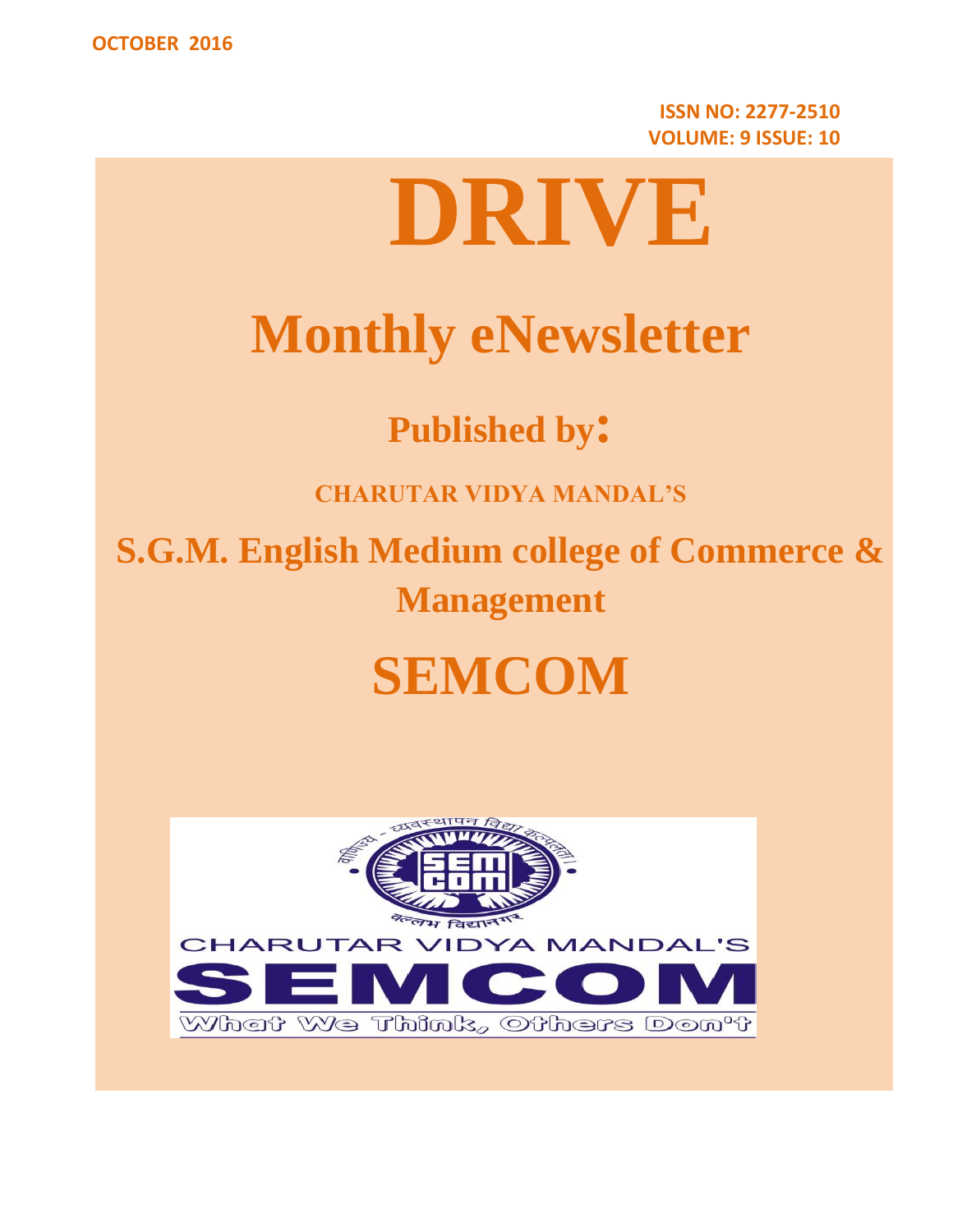OCTOBER 2016

**ISSN NO: 2277-2510**
**VOLUME: 9 ISSUE: 10**

# DRIVE

## Monthly eNewsletter

### Published by:

**CHARUTAR VIDYA MANDAL'S**

## S.G.M. English Medium college of Commerce & Management

# SEMCOM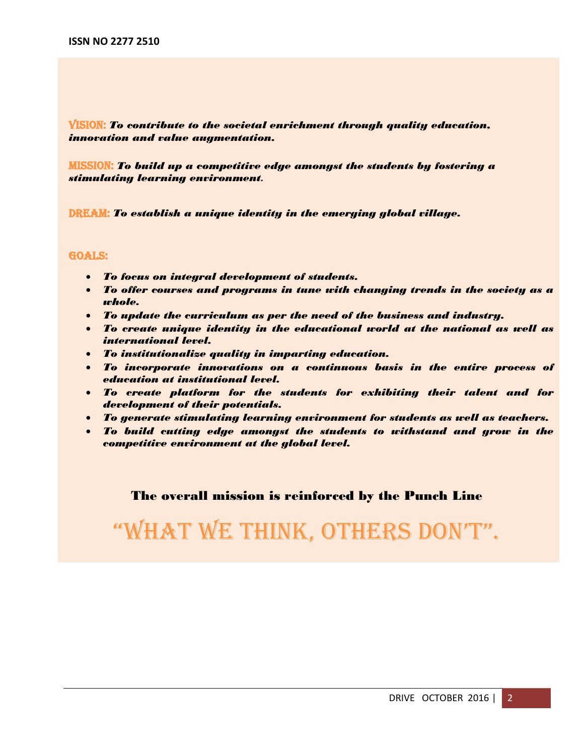**VISION:** ***To contribute to the societal enrichment through quality education, innovation and value augmentation.***

**MISSION:** ***To build up a competitive edge amongst the students by fostering a stimulating learning environment.***

**DREAM:** ***To establish a unique identity in the emerging global village.***

**GOALS:**

- ***To focus on integral development of students.***
- ***To offer courses and programs in tune with changing trends in the society as a whole.***
- ***To update the curriculum as per the need of the business and industry.***
- ***To create unique identity in the educational world at the national as well as international level.***
- ***To institutionalize quality in imparting education.***
- ***To incorporate innovations on a continuous basis in the entire process of education at institutional level.***
- ***To create platform for the students for exhibiting their talent and for development of their potentials.***
- ***To generate stimulating learning environment for students as well as teachers.***
- ***To build cutting edge amongst the students to withstand and grow in the competitive environment at the global level.***

**The overall mission is reinforced by the Punch Line**

# "WHAT WE THINK, OTHERS DON'T".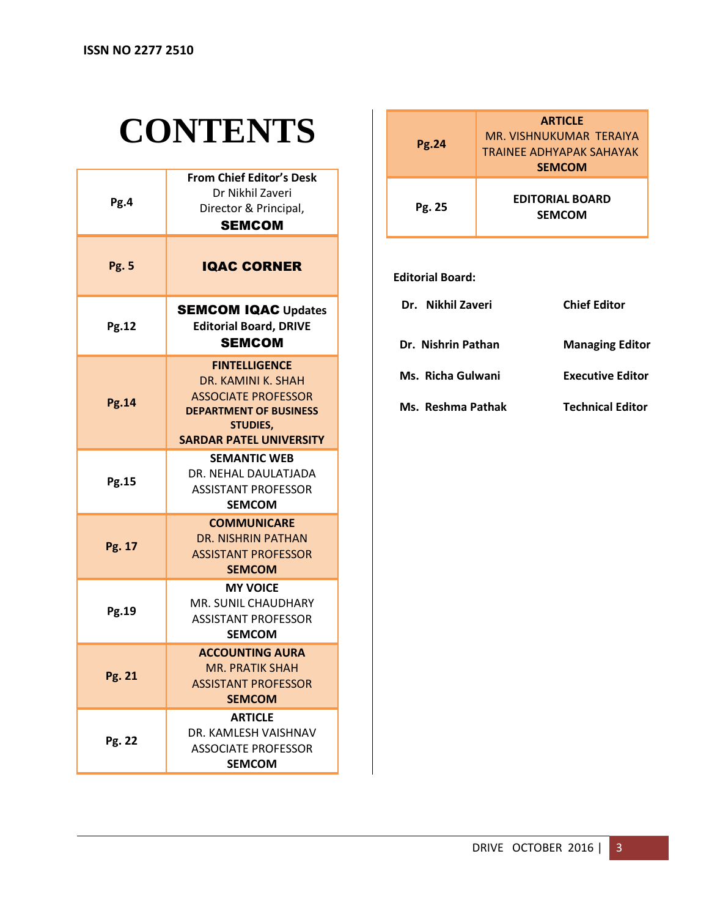ISSN NO 2277 2510

# CONTENTS

| Page | Content |
|---|---|
| Pg.4 | **From Chief Editor's Desk** Dr Nikhil Zaveri Director & Principal, **SEMCOM** |
| Pg. 5 | **IQAC CORNER** |
| Pg.12 | **SEMCOM IQAC Updates Editorial Board, DRIVE SEMCOM** |
| Pg.14 | **FINTELLIGENCE** DR. KAMINI K. SHAH ASSOCIATE PROFESSOR **DEPARTMENT OF BUSINESS STUDIES, SARDAR PATEL UNIVERSITY** |
| Pg.15 | **SEMANTIC WEB** DR. NEHAL DAULATJADA ASSISTANT PROFESSOR **SEMCOM** |
| Pg. 17 | **COMMUNICARE** DR. NISHRIN PATHAN ASSISTANT PROFESSOR **SEMCOM** |
| Pg.19 | **MY VOICE** MR. SUNIL CHAUDHARY ASSISTANT PROFESSOR **SEMCOM** |
| Pg. 21 | **ACCOUNTING AURA** MR. PRATIK SHAH ASSISTANT PROFESSOR **SEMCOM** |
| Pg. 22 | **ARTICLE** DR. KAMLESH VAISHNAV ASSOCIATE PROFESSOR **SEMCOM** |
| Pg.24 | **ARTICLE** MR. VISHNUKUMAR TERAIYA TRAINEE ADHYAPAK SAHAYAK **SEMCOM** |
| Pg. 25 | **EDITORIAL BOARD SEMCOM** |

**Editorial Board:**

| Name | Role |
|---|---|
| **Dr. Nikhil Zaveri** | **Chief Editor** |
| **Dr. Nishrin Pathan** | **Managing Editor** |
| **Ms. Richa Gulwani** | **Executive Editor** |
| **Ms. Reshma Pathak** | **Technical Editor** |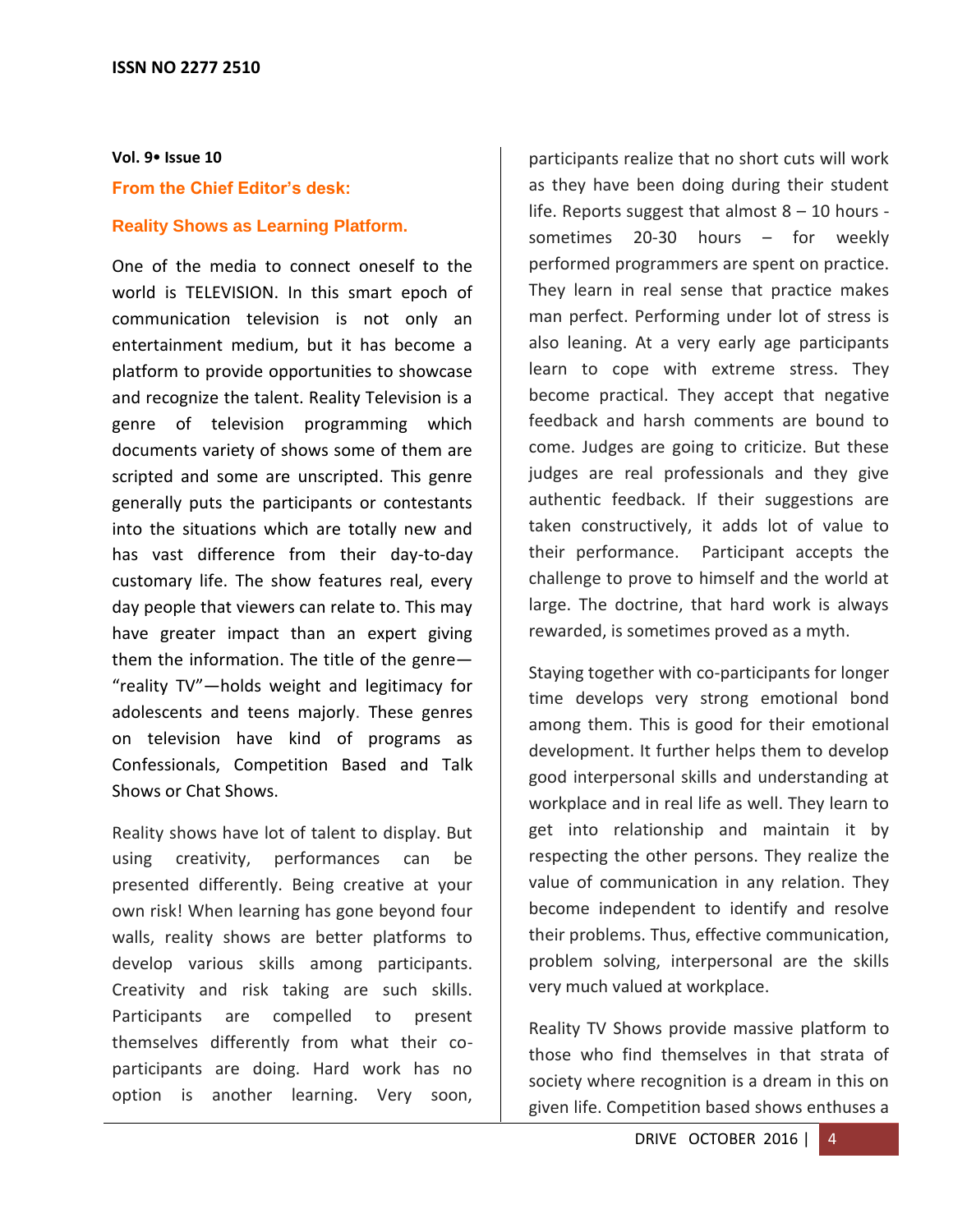## From the Chief Editor's desk:

## Reality Shows as Learning Platform.

One of the media to connect oneself to the world is TELEVISION. In this smart epoch of communication television is not only an entertainment medium, but it has become a platform to provide opportunities to showcase and recognize the talent. Reality Television is a genre of television programming which documents variety of shows some of them are scripted and some are unscripted. This genre generally puts the participants or contestants into the situations which are totally new and has vast difference from their day-to-day customary life. The show features real, every day people that viewers can relate to. This may have greater impact than an expert giving them the information. The title of the genre—"reality TV"—holds weight and legitimacy for adolescents and teens majorly. These genres on television have kind of programs as Confessionals, Competition Based and Talk Shows or Chat Shows.

Reality shows have lot of talent to display. But using creativity, performances can be presented differently. Being creative at your own risk! When learning has gone beyond four walls, reality shows are better platforms to develop various skills among participants. Creativity and risk taking are such skills. Participants are compelled to present themselves differently from what their co-participants are doing. Hard work has no option is another learning. Very soon, participants realize that no short cuts will work as they have been doing during their student life. Reports suggest that almost 8 – 10 hours - sometimes 20-30 hours – for weekly performed programmers are spent on practice. They learn in real sense that practice makes man perfect. Performing under lot of stress is also leaning. At a very early age participants learn to cope with extreme stress. They become practical. They accept that negative feedback and harsh comments are bound to come. Judges are going to criticize. But these judges are real professionals and they give authentic feedback. If their suggestions are taken constructively, it adds lot of value to their performance. Participant accepts the challenge to prove to himself and the world at large. The doctrine, that hard work is always rewarded, is sometimes proved as a myth.

Staying together with co-participants for longer time develops very strong emotional bond among them. This is good for their emotional development. It further helps them to develop good interpersonal skills and understanding at workplace and in real life as well. They learn to get into relationship and maintain it by respecting the other persons. They realize the value of communication in any relation. They become independent to identify and resolve their problems. Thus, effective communication, problem solving, interpersonal are the skills very much valued at workplace.

Reality TV Shows provide massive platform to those who find themselves in that strata of society where recognition is a dream in this on given life. Competition based shows enthuses a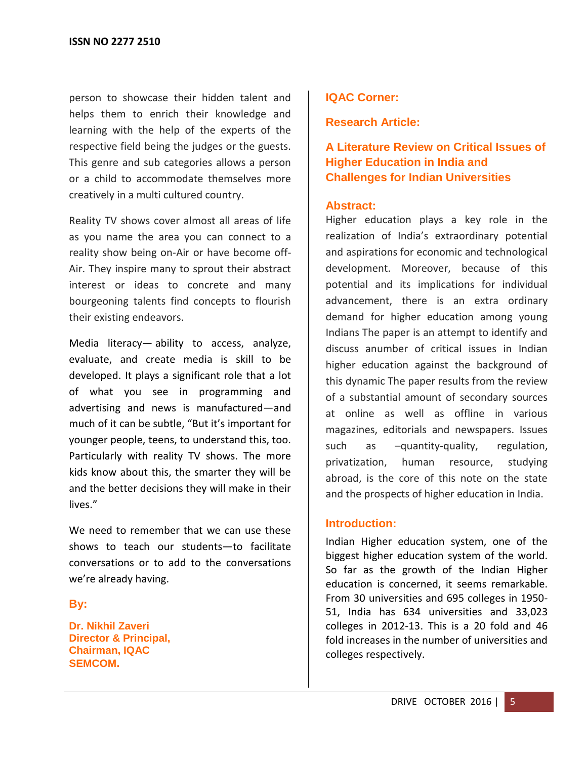person to showcase their hidden talent and helps them to enrich their knowledge and learning with the help of the experts of the respective field being the judges or the guests. This genre and sub categories allows a person or a child to accommodate themselves more creatively in a multi cultured country.

Reality TV shows cover almost all areas of life as you name the area you can connect to a reality show being on-Air or have become off-Air. They inspire many to sprout their abstract interest or ideas to concrete and many bourgeoning talents find concepts to flourish their existing endeavors.

Media literacy— ability to access, analyze, evaluate, and create media is skill to be developed. It plays a significant role that a lot of what you see in programming and advertising and news is manufactured—and much of it can be subtle, "But it's important for younger people, teens, to understand this, too. Particularly with reality TV shows. The more kids know about this, the smarter they will be and the better decisions they will make in their lives."

We need to remember that we can use these shows to teach our students—to facilitate conversations or to add to the conversations we're already having.

**By:**

**Dr. Nikhil Zaveri**
**Director & Principal,**
**Chairman, IQAC**
**SEMCOM.**

## IQAC Corner:

## Research Article:

# A Literature Review on Critical Issues of Higher Education in India and Challenges for Indian Universities

### Abstract:

Higher education plays a key role in the realization of India's extraordinary potential and aspirations for economic and technological development. Moreover, because of this potential and its implications for individual advancement, there is an extra ordinary demand for higher education among young Indians The paper is an attempt to identify and discuss anumber of critical issues in Indian higher education against the background of this dynamic The paper results from the review of a substantial amount of secondary sources at online as well as offline in various magazines, editorials and newspapers. Issues such as –quantity-quality, regulation, privatization, human resource, studying abroad, is the core of this note on the state and the prospects of higher education in India.

### Introduction:

Indian Higher education system, one of the biggest higher education system of the world. So far as the growth of the Indian Higher education is concerned, it seems remarkable. From 30 universities and 695 colleges in 1950-51, India has 634 universities and 33,023 colleges in 2012-13. This is a 20 fold and 46 fold increases in the number of universities and colleges respectively.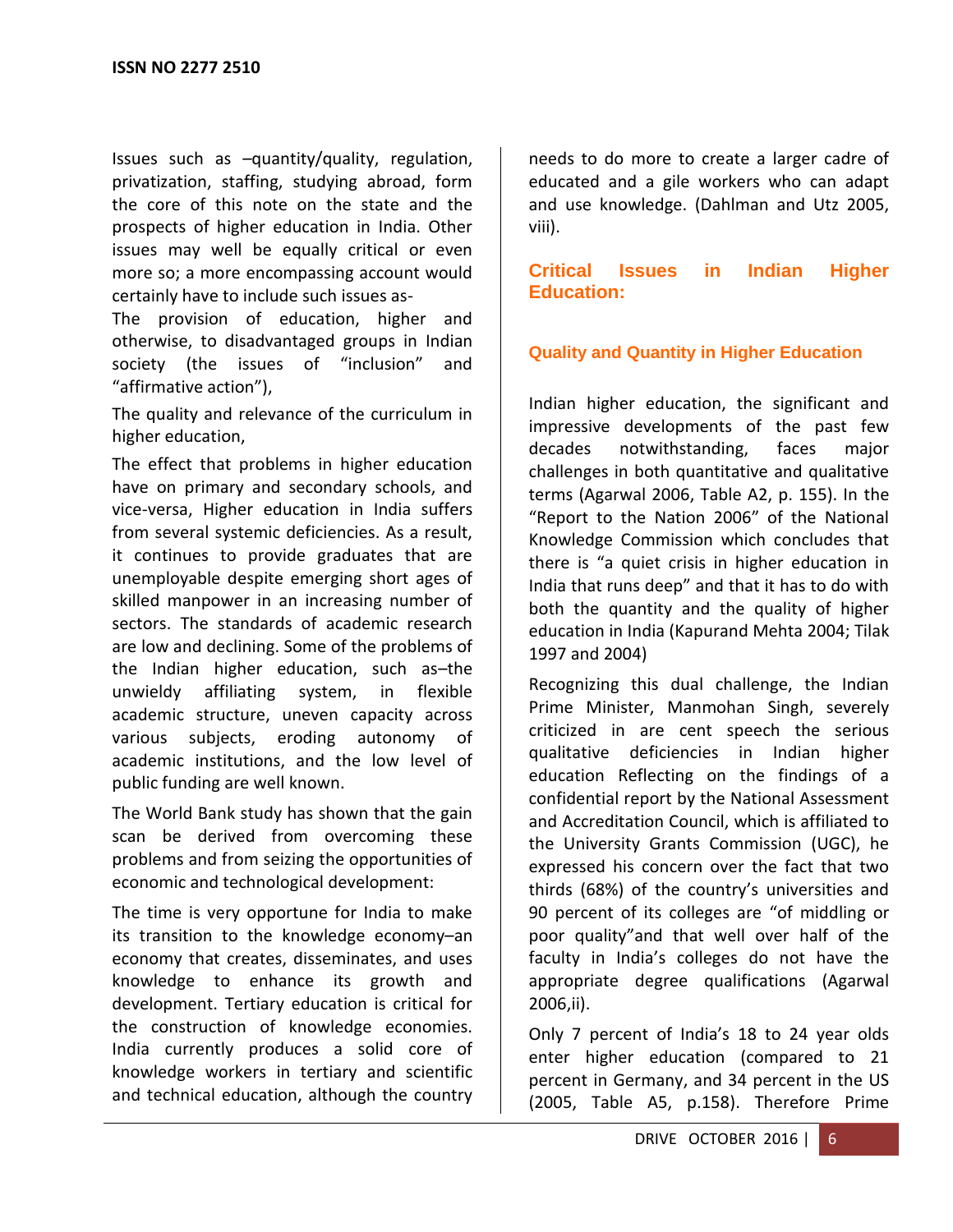Issues such as –quantity/quality, regulation, privatization, staffing, studying abroad, form the core of this note on the state and the prospects of higher education in India. Other issues may well be equally critical or even more so; a more encompassing account would certainly have to include such issues as-

The provision of education, higher and otherwise, to disadvantaged groups in Indian society (the issues of "inclusion" and "affirmative action"),

The quality and relevance of the curriculum in higher education,

The effect that problems in higher education have on primary and secondary schools, and vice-versa, Higher education in India suffers from several systemic deficiencies. As a result, it continues to provide graduates that are unemployable despite emerging short ages of skilled manpower in an increasing number of sectors. The standards of academic research are low and declining. Some of the problems of the Indian higher education, such as–the unwieldy affiliating system, in flexible academic structure, uneven capacity across various subjects, eroding autonomy of academic institutions, and the low level of public funding are well known.

The World Bank study has shown that the gain scan be derived from overcoming these problems and from seizing the opportunities of economic and technological development:

The time is very opportune for India to make its transition to the knowledge economy–an economy that creates, disseminates, and uses knowledge to enhance its growth and development. Tertiary education is critical for the construction of knowledge economies. India currently produces a solid core of knowledge workers in tertiary and scientific and technical education, although the country needs to do more to create a larger cadre of educated and a gile workers who can adapt and use knowledge. (Dahlman and Utz 2005, viii).

## Critical Issues in Indian Higher Education:

### Quality and Quantity in Higher Education

Indian higher education, the significant and impressive developments of the past few decades notwithstanding, faces major challenges in both quantitative and qualitative terms (Agarwal 2006, Table A2, p. 155). In the "Report to the Nation 2006" of the National Knowledge Commission which concludes that there is "a quiet crisis in higher education in India that runs deep" and that it has to do with both the quantity and the quality of higher education in India (Kapurand Mehta 2004; Tilak 1997 and 2004)

Recognizing this dual challenge, the Indian Prime Minister, Manmohan Singh, severely criticized in are cent speech the serious qualitative deficiencies in Indian higher education Reflecting on the findings of a confidential report by the National Assessment and Accreditation Council, which is affiliated to the University Grants Commission (UGC), he expressed his concern over the fact that two thirds (68%) of the country's universities and 90 percent of its colleges are "of middling or poor quality"and that well over half of the faculty in India's colleges do not have the appropriate degree qualifications (Agarwal 2006,ii).

Only 7 percent of India's 18 to 24 year olds enter higher education (compared to 21 percent in Germany, and 34 percent in the US (2005, Table A5, p.158). Therefore Prime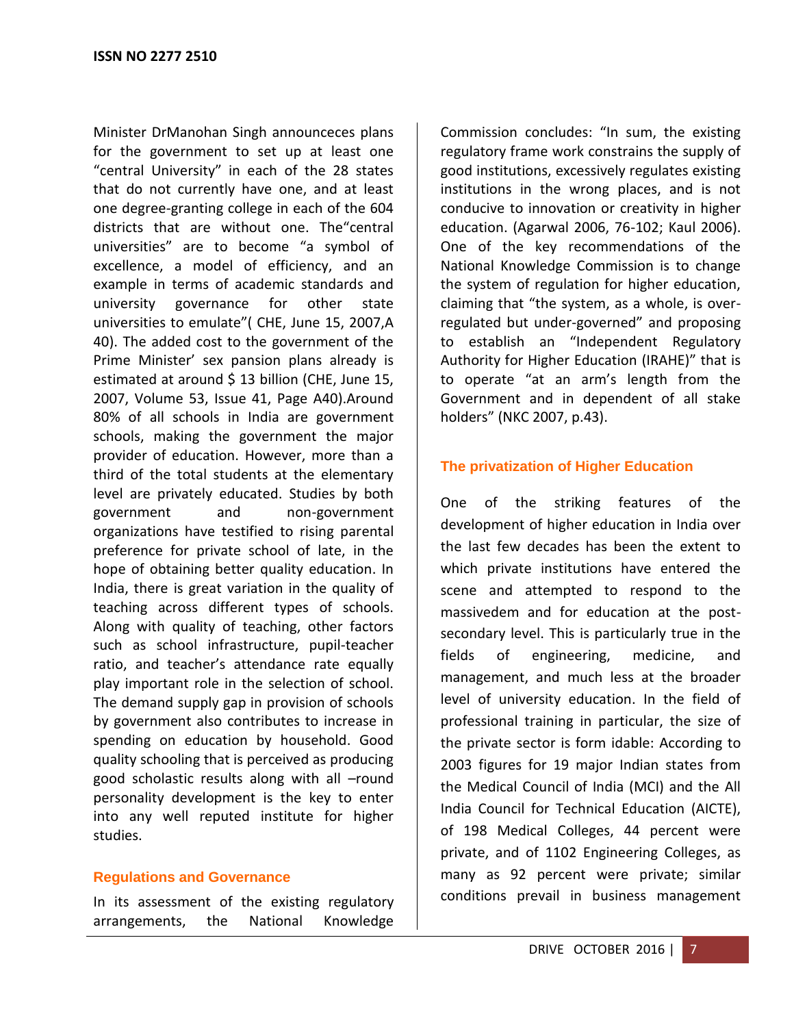Minister DrManohan Singh announceces plans for the government to set up at least one "central University" in each of the 28 states that do not currently have one, and at least one degree-granting college in each of the 604 districts that are without one. The"central universities" are to become "a symbol of excellence, a model of efficiency, and an example in terms of academic standards and university governance for other state universities to emulate"( CHE, June 15, 2007,A 40). The added cost to the government of the Prime Minister' sex pansion plans already is estimated at around $ 13 billion (CHE, June 15, 2007, Volume 53, Issue 41, Page A40).Around 80% of all schools in India are government schools, making the government the major provider of education. However, more than a third of the total students at the elementary level are privately educated. Studies by both government and non-government organizations have testified to rising parental preference for private school of late, in the hope of obtaining better quality education. In India, there is great variation in the quality of teaching across different types of schools. Along with quality of teaching, other factors such as school infrastructure, pupil-teacher ratio, and teacher's attendance rate equally play important role in the selection of school. The demand supply gap in provision of schools by government also contributes to increase in spending on education by household. Good quality schooling that is perceived as producing good scholastic results along with all –round personality development is the key to enter into any well reputed institute for higher studies.

## Regulations and Governance

In its assessment of the existing regulatory arrangements, the National Knowledge Commission concludes: "In sum, the existing regulatory frame work constrains the supply of good institutions, excessively regulates existing institutions in the wrong places, and is not conducive to innovation or creativity in higher education. (Agarwal 2006, 76-102; Kaul 2006). One of the key recommendations of the National Knowledge Commission is to change the system of regulation for higher education, claiming that "the system, as a whole, is over-regulated but under-governed" and proposing to establish an "Independent Regulatory Authority for Higher Education (IRAHE)" that is to operate "at an arm's length from the Government and in dependent of all stake holders" (NKC 2007, p.43).

## The privatization of Higher Education

One of the striking features of the development of higher education in India over the last few decades has been the extent to which private institutions have entered the scene and attempted to respond to the massivedem and for education at the post-secondary level. This is particularly true in the fields of engineering, medicine, and management, and much less at the broader level of university education. In the field of professional training in particular, the size of the private sector is form idable: According to 2003 figures for 19 major Indian states from the Medical Council of India (MCI) and the All India Council for Technical Education (AICTE), of 198 Medical Colleges, 44 percent were private, and of 1102 Engineering Colleges, as many as 92 percent were private; similar conditions prevail in business management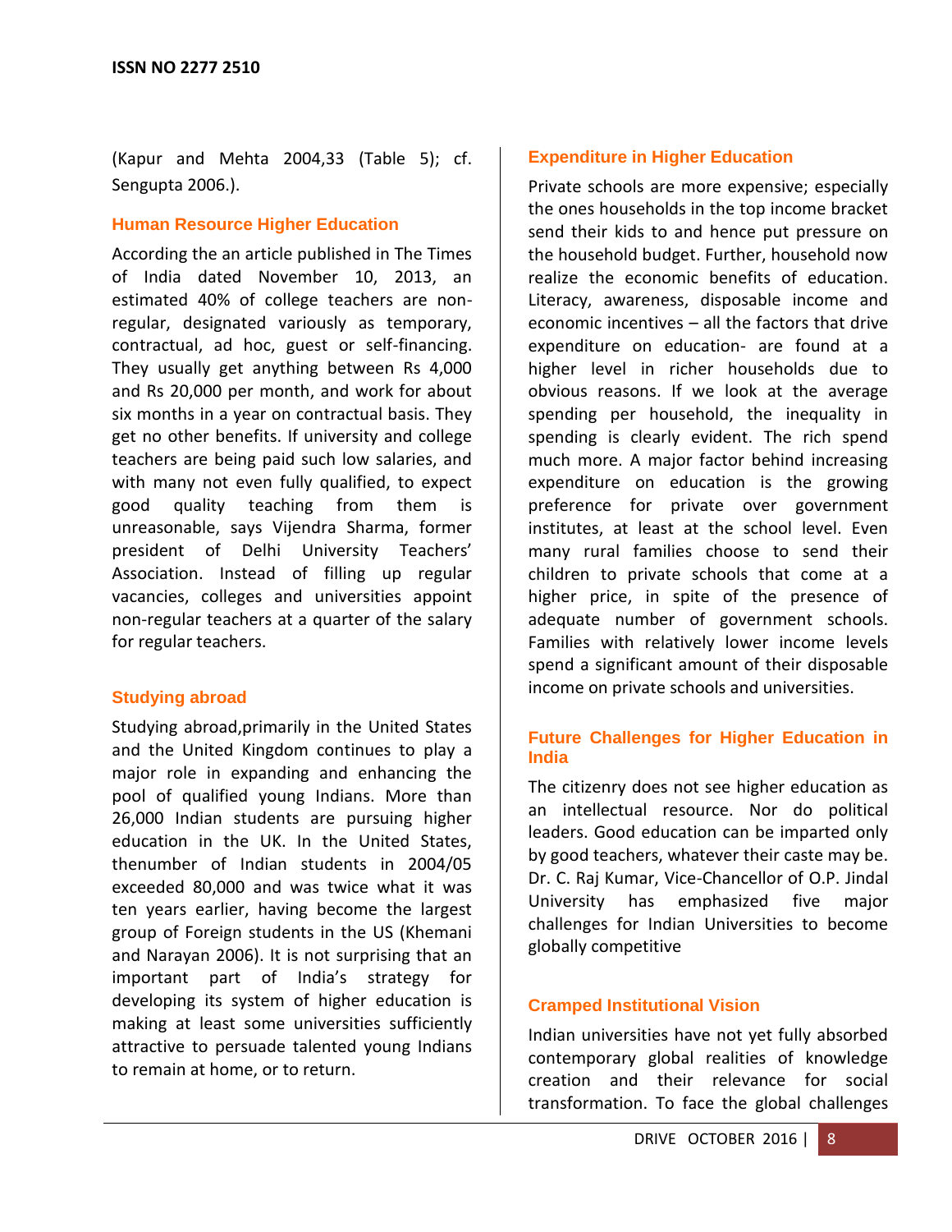(Kapur and Mehta 2004,33 (Table 5); cf. Sengupta 2006.).

## Human Resource Higher Education

According the an article published in The Times of India dated November 10, 2013, an estimated 40% of college teachers are non-regular, designated variously as temporary, contractual, ad hoc, guest or self-financing. They usually get anything between Rs 4,000 and Rs 20,000 per month, and work for about six months in a year on contractual basis. They get no other benefits. If university and college teachers are being paid such low salaries, and with many not even fully qualified, to expect good quality teaching from them is unreasonable, says Vijendra Sharma, former president of Delhi University Teachers' Association. Instead of filling up regular vacancies, colleges and universities appoint non-regular teachers at a quarter of the salary for regular teachers.

## Studying abroad

Studying abroad,primarily in the United States and the United Kingdom continues to play a major role in expanding and enhancing the pool of qualified young Indians. More than 26,000 Indian students are pursuing higher education in the UK. In the United States, thenumber of Indian students in 2004/05 exceeded 80,000 and was twice what it was ten years earlier, having become the largest group of Foreign students in the US (Khemani and Narayan 2006). It is not surprising that an important part of India's strategy for developing its system of higher education is making at least some universities sufficiently attractive to persuade talented young Indians to remain at home, or to return.

## Expenditure in Higher Education

Private schools are more expensive; especially the ones households in the top income bracket send their kids to and hence put pressure on the household budget. Further, household now realize the economic benefits of education. Literacy, awareness, disposable income and economic incentives – all the factors that drive expenditure on education- are found at a higher level in richer households due to obvious reasons. If we look at the average spending per household, the inequality in spending is clearly evident. The rich spend much more. A major factor behind increasing expenditure on education is the growing preference for private over government institutes, at least at the school level. Even many rural families choose to send their children to private schools that come at a higher price, in spite of the presence of adequate number of government schools. Families with relatively lower income levels spend a significant amount of their disposable income on private schools and universities.

## Future Challenges for Higher Education in India

The citizenry does not see higher education as an intellectual resource. Nor do political leaders. Good education can be imparted only by good teachers, whatever their caste may be. Dr. C. Raj Kumar, Vice-Chancellor of O.P. Jindal University has emphasized five major challenges for Indian Universities to become globally competitive

## Cramped Institutional Vision

Indian universities have not yet fully absorbed contemporary global realities of knowledge creation and their relevance for social transformation. To face the global challenges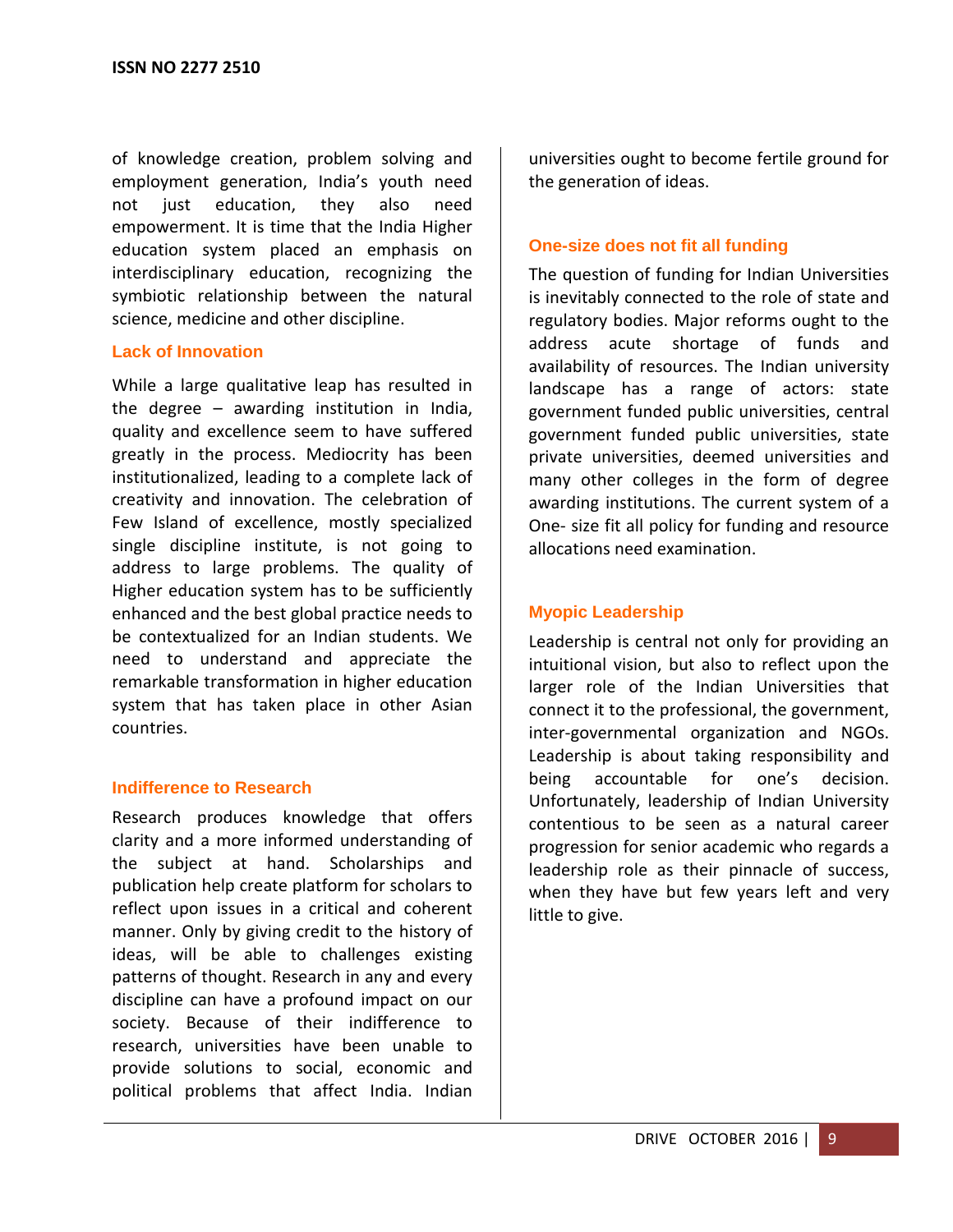of knowledge creation, problem solving and employment generation, India's youth need not just education, they also need empowerment. It is time that the India Higher education system placed an emphasis on interdisciplinary education, recognizing the symbiotic relationship between the natural science, medicine and other discipline.

### Lack of Innovation

While a large qualitative leap has resulted in the degree – awarding institution in India, quality and excellence seem to have suffered greatly in the process. Mediocrity has been institutionalized, leading to a complete lack of creativity and innovation. The celebration of Few Island of excellence, mostly specialized single discipline institute, is not going to address to large problems. The quality of Higher education system has to be sufficiently enhanced and the best global practice needs to be contextualized for an Indian students. We need to understand and appreciate the remarkable transformation in higher education system that has taken place in other Asian countries.

### Indifference to Research

Research produces knowledge that offers clarity and a more informed understanding of the subject at hand. Scholarships and publication help create platform for scholars to reflect upon issues in a critical and coherent manner. Only by giving credit to the history of ideas, will be able to challenges existing patterns of thought. Research in any and every discipline can have a profound impact on our society. Because of their indifference to research, universities have been unable to provide solutions to social, economic and political problems that affect India. Indian universities ought to become fertile ground for the generation of ideas.

### One-size does not fit all funding

The question of funding for Indian Universities is inevitably connected to the role of state and regulatory bodies. Major reforms ought to the address acute shortage of funds and availability of resources. The Indian university landscape has a range of actors: state government funded public universities, central government funded public universities, state private universities, deemed universities and many other colleges in the form of degree awarding institutions. The current system of a One- size fit all policy for funding and resource allocations need examination.

### Myopic Leadership

Leadership is central not only for providing an intuitional vision, but also to reflect upon the larger role of the Indian Universities that connect it to the professional, the government, inter-governmental organization and NGOs. Leadership is about taking responsibility and being accountable for one's decision. Unfortunately, leadership of Indian University contentious to be seen as a natural career progression for senior academic who regards a leadership role as their pinnacle of success, when they have but few years left and very little to give.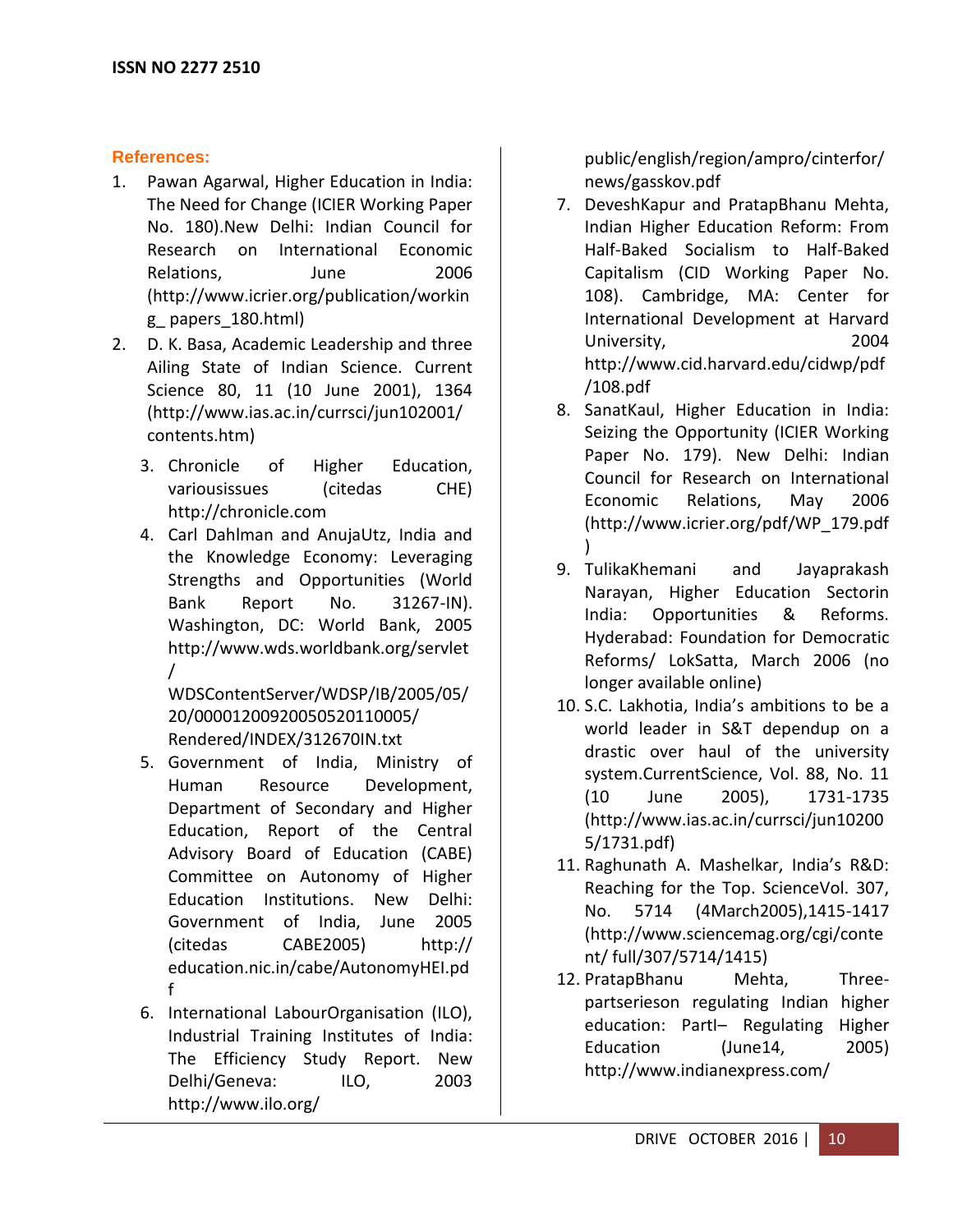## References:

1. Pawan Agarwal, Higher Education in India: The Need for Change (ICIER Working Paper No. 180).New Delhi: Indian Council for Research on International Economic Relations, June 2006 (http://www.icrier.org/publication/working_ papers_180.html)
2. D. K. Basa, Academic Leadership and three Ailing State of Indian Science. Current Science 80, 11 (10 June 2001), 1364 (http://www.ias.ac.in/currsci/jun102001/ contents.htm)
3. Chronicle of Higher Education, variousissues (citedas CHE) http://chronicle.com
4. Carl Dahlman and AnujaUtz, India and the Knowledge Economy: Leveraging Strengths and Opportunities (World Bank Report No. 31267-IN). Washington, DC: World Bank, 2005 http://www.wds.worldbank.org/servlet/ WDSContentServer/WDSP/IB/2005/05/ 20/000012009200505201100005/ Rendered/INDEX/312670IN.txt
5. Government of India, Ministry of Human Resource Development, Department of Secondary and Higher Education, Report of the Central Advisory Board of Education (CABE) Committee on Autonomy of Higher Education Institutions. New Delhi: Government of India, June 2005 (citedas CABE2005) http:// education.nic.in/cabe/AutonomyHEI.pdf
6. International LabourOrganisation (ILO), Industrial Training Institutes of India: The Efficiency Study Report. New Delhi/Geneva: ILO, 2003 http://www.ilo.org/ public/english/region/ampro/cinterfor/ news/gasskov.pdf
7. DeveshKapur and PratapBhanu Mehta, Indian Higher Education Reform: From Half-Baked Socialism to Half-Baked Capitalism (CID Working Paper No. 108). Cambridge, MA: Center for International Development at Harvard University, 2004 http://www.cid.harvard.edu/cidwp/pdf /108.pdf
8. SanatKaul, Higher Education in India: Seizing the Opportunity (ICIER Working Paper No. 179). New Delhi: Indian Council for Research on International Economic Relations, May 2006 (http://www.icrier.org/pdf/WP_179.pdf )
9. TulikaKhemani and Jayaprakash Narayan, Higher Education Sectorin India: Opportunities & Reforms. Hyderabad: Foundation for Democratic Reforms/ LokSatta, March 2006 (no longer available online)
10. S.C. Lakhotia, India's ambitions to be a world leader in S&T dependup on a drastic over haul of the university system.CurrentScience, Vol. 88, No. 11 (10 June 2005), 1731-1735 (http://www.ias.ac.in/currsci/jun102005/1731.pdf)
11. Raghunath A. Mashelkar, India's R&D: Reaching for the Top. ScienceVol. 307, No. 5714 (4March2005),1415-1417 (http://www.sciencemag.org/cgi/content/ full/307/5714/1415)
12. PratapBhanu Mehta, Three-partserieson regulating Indian higher education: PartI– Regulating Higher Education (June14, 2005) http://www.indianexpress.com/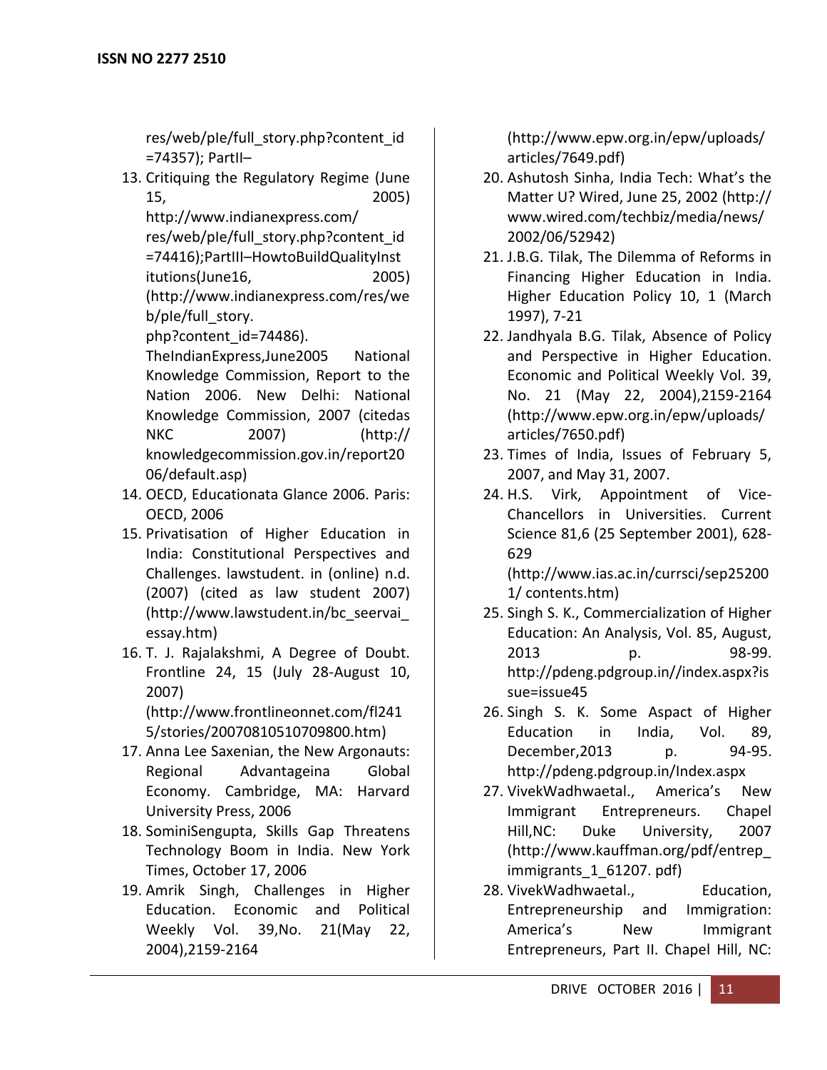res/web/pIe/full_story.php?content_id =74357); PartII–

13. Critiquing the Regulatory Regime (June 15, 2005) http://www.indianexpress.com/ res/web/pIe/full_story.php?content_id =74416);PartIII–HowtoBuildQualityInstitutions(June16, 2005) (http://www.indianexpress.com/res/web/pIe/full_story. php?content_id=74486). TheIndianExpress,June2005 National Knowledge Commission, Report to the Nation 2006. New Delhi: National Knowledge Commission, 2007 (citedas NKC 2007) (http:// knowledgecommission.gov.in/report2006/default.asp)
14. OECD, Educationata Glance 2006. Paris: OECD, 2006
15. Privatisation of Higher Education in India: Constitutional Perspectives and Challenges. lawstudent. in (online) n.d. (2007) (cited as law student 2007) (http://www.lawstudent.in/bc_seervai_essay.htm)
16. T. J. Rajalakshmi, A Degree of Doubt. Frontline 24, 15 (July 28-August 10, 2007) (http://www.frontlineonnet.com/fl2415/stories/20070810510709800.htm)
17. Anna Lee Saxenian, the New Argonauts: Regional Advantageina Global Economy. Cambridge, MA: Harvard University Press, 2006
18. SominiSengupta, Skills Gap Threatens Technology Boom in India. New York Times, October 17, 2006
19. Amrik Singh, Challenges in Higher Education. Economic and Political Weekly Vol. 39,No. 21(May 22, 2004),2159-2164 (http://www.epw.org.in/epw/uploads/ articles/7649.pdf)
20. Ashutosh Sinha, India Tech: What's the Matter U? Wired, June 25, 2002 (http:// www.wired.com/techbiz/media/news/ 2002/06/52942)
21. J.B.G. Tilak, The Dilemma of Reforms in Financing Higher Education in India. Higher Education Policy 10, 1 (March 1997), 7-21
22. Jandhyala B.G. Tilak, Absence of Policy and Perspective in Higher Education. Economic and Political Weekly Vol. 39, No. 21 (May 22, 2004),2159-2164 (http://www.epw.org.in/epw/uploads/ articles/7650.pdf)
23. Times of India, Issues of February 5, 2007, and May 31, 2007.
24. H.S. Virk, Appointment of Vice-Chancellors in Universities. Current Science 81,6 (25 September 2001), 628-629 (http://www.ias.ac.in/currsci/sep252001/ contents.htm)
25. Singh S. K., Commercialization of Higher Education: An Analysis, Vol. 85, August, 2013 p. 98-99. http://pdeng.pdgroup.in//index.aspx?issue=issue45
26. Singh S. K. Some Aspact of Higher Education in India, Vol. 89, December,2013 p. 94-95. http://pdeng.pdgroup.in/Index.aspx
27. VivekWadhwaetal., America's New Immigrant Entrepreneurs. Chapel Hill,NC: Duke University, 2007 (http://www.kauffman.org/pdf/entrep_immigrants_1_61207. pdf)
28. VivekWadhwaetal., Education, Entrepreneurship and Immigration: America's New Immigrant Entrepreneurs, Part II. Chapel Hill, NC: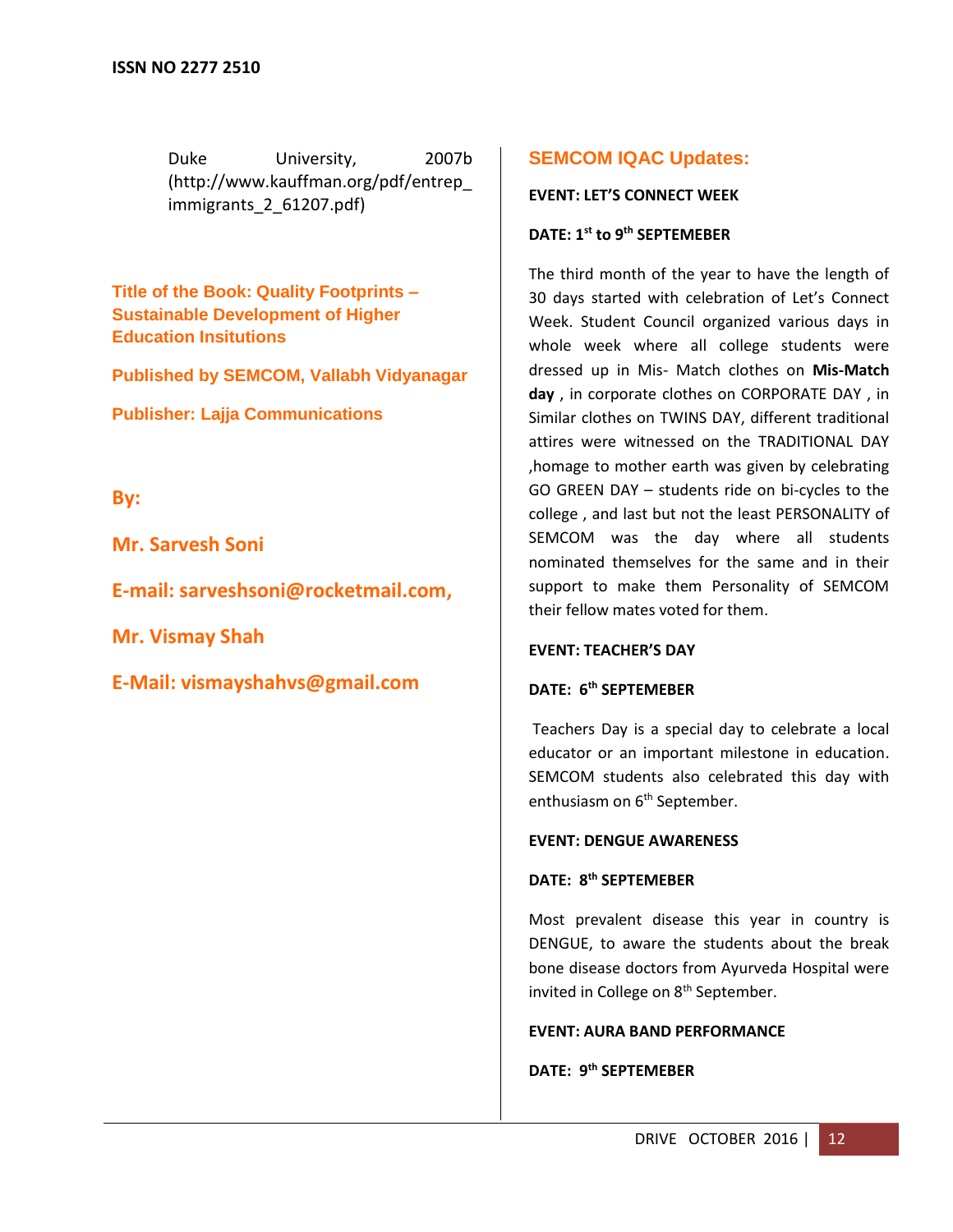Duke University, 2007b (http://www.kauffman.org/pdf/entrep_immigrants_2_61207.pdf)

**Title of the Book: Quality Footprints – Sustainable Development of Higher Education Insitutions**

**Published by SEMCOM, Vallabh Vidyanagar**

**Publisher: Lajja Communications**

**By:**

**Mr. Sarvesh Soni**

**E-mail: sarveshsoni@rocketmail.com,**

**Mr. Vismay Shah**

**E-Mail: vismayshahvs@gmail.com**

## SEMCOM IQAC Updates:

**EVENT: LET'S CONNECT WEEK**

**DATE: 1st to 9th SEPTEMEBER**

The third month of the year to have the length of 30 days started with celebration of Let's Connect Week. Student Council organized various days in whole week where all college students were dressed up in Mis- Match clothes on **Mis-Match day** , in corporate clothes on CORPORATE DAY , in Similar clothes on TWINS DAY, different traditional attires were witnessed on the TRADITIONAL DAY ,homage to mother earth was given by celebrating GO GREEN DAY – students ride on bi-cycles to the college , and last but not the least PERSONALITY of SEMCOM was the day where all students nominated themselves for the same and in their support to make them Personality of SEMCOM their fellow mates voted for them.

**EVENT: TEACHER'S DAY**

**DATE: 6th SEPTEMEBER**

Teachers Day is a special day to celebrate a local educator or an important milestone in education. SEMCOM students also celebrated this day with enthusiasm on 6th September.

**EVENT: DENGUE AWARENESS**

**DATE: 8th SEPTEMEBER**

Most prevalent disease this year in country is DENGUE, to aware the students about the break bone disease doctors from Ayurveda Hospital were invited in College on 8th September.

**EVENT: AURA BAND PERFORMANCE**

**DATE: 9th SEPTEMEBER**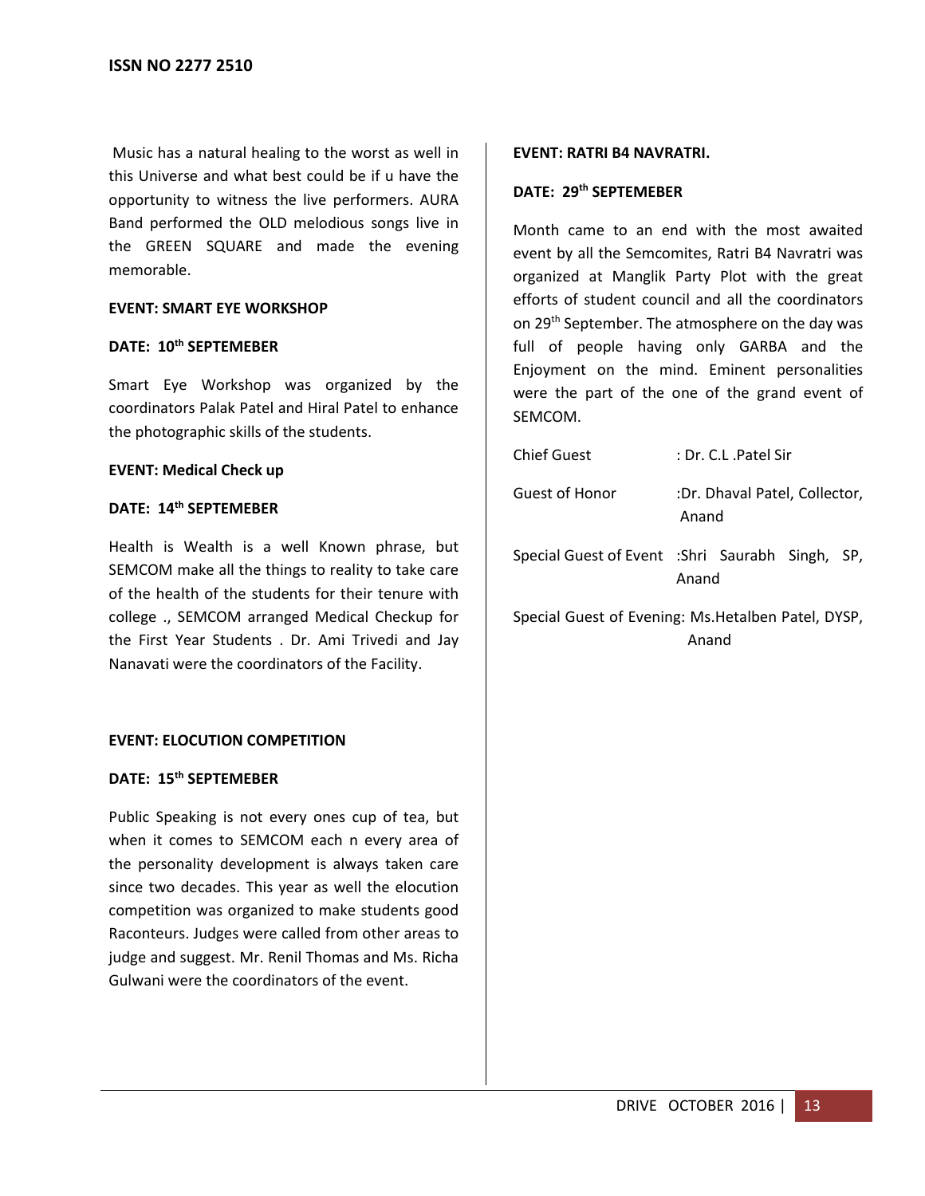Music has a natural healing to the worst as well in this Universe and what best could be if u have the opportunity to witness the live performers. AURA Band performed the OLD melodious songs live in the GREEN SQUARE and made the evening memorable.

**EVENT: SMART EYE WORKSHOP**

**DATE: 10th SEPTEMEBER**

Smart Eye Workshop was organized by the coordinators Palak Patel and Hiral Patel to enhance the photographic skills of the students.

**EVENT: Medical Check up**

**DATE: 14th SEPTEMEBER**

Health is Wealth is a well Known phrase, but SEMCOM make all the things to reality to take care of the health of the students for their tenure with college ., SEMCOM arranged Medical Checkup for the First Year Students . Dr. Ami Trivedi and Jay Nanavati were the coordinators of the Facility.

**EVENT: ELOCUTION COMPETITION**

**DATE: 15th SEPTEMEBER**

Public Speaking is not every ones cup of tea, but when it comes to SEMCOM each n every area of the personality development is always taken care since two decades. This year as well the elocution competition was organized to make students good Raconteurs. Judges were called from other areas to judge and suggest. Mr. Renil Thomas and Ms. Richa Gulwani were the coordinators of the event.

**EVENT: RATRI B4 NAVRATRI.**

**DATE: 29th SEPTEMEBER**

Month came to an end with the most awaited event by all the Semcomites, Ratri B4 Navratri was organized at Manglik Party Plot with the great efforts of student council and all the coordinators on 29th September. The atmosphere on the day was full of people having only GARBA and the Enjoyment on the mind. Eminent personalities were the part of the one of the grand event of SEMCOM.

Chief Guest : Dr. C.L .Patel Sir

Guest of Honor :Dr. Dhaval Patel, Collector, Anand

Special Guest of Event :Shri Saurabh Singh, SP, Anand

Special Guest of Evening: Ms.Hetalben Patel, DYSP, Anand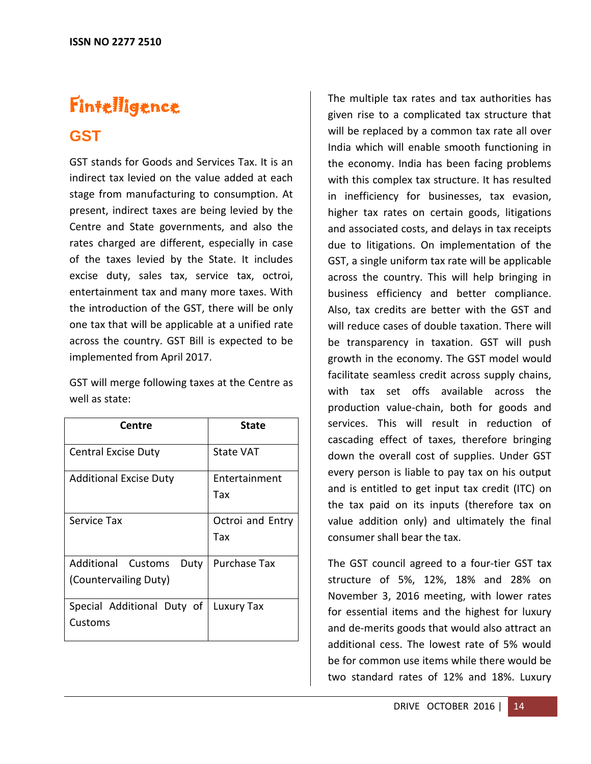# Fintelligence

## GST

GST stands for Goods and Services Tax. It is an indirect tax levied on the value added at each stage from manufacturing to consumption. At present, indirect taxes are being levied by the Centre and State governments, and also the rates charged are different, especially in case of the taxes levied by the State. It includes excise duty, sales tax, service tax, octroi, entertainment tax and many more taxes. With the introduction of the GST, there will be only one tax that will be applicable at a unified rate across the country. GST Bill is expected to be implemented from April 2017.

GST will merge following taxes at the Centre as well as state:

| Centre | State |
|---|---|
| Central Excise Duty | State VAT |
| Additional Excise Duty | Entertainment Tax |
| Service Tax | Octroi and Entry Tax |
| Additional Customs Duty (Countervailing Duty) | Purchase Tax |
| Special Additional Duty of Customs | Luxury Tax |

The multiple tax rates and tax authorities has given rise to a complicated tax structure that will be replaced by a common tax rate all over India which will enable smooth functioning in the economy. India has been facing problems with this complex tax structure. It has resulted in inefficiency for businesses, tax evasion, higher tax rates on certain goods, litigations and associated costs, and delays in tax receipts due to litigations. On implementation of the GST, a single uniform tax rate will be applicable across the country. This will help bringing in business efficiency and better compliance. Also, tax credits are better with the GST and will reduce cases of double taxation. There will be transparency in taxation. GST will push growth in the economy. The GST model would facilitate seamless credit across supply chains, with tax set offs available across the production value-chain, both for goods and services. This will result in reduction of cascading effect of taxes, therefore bringing down the overall cost of supplies. Under GST every person is liable to pay tax on his output and is entitled to get input tax credit (ITC) on the tax paid on its inputs (therefore tax on value addition only) and ultimately the final consumer shall bear the tax.

The GST council agreed to a four-tier GST tax structure of 5%, 12%, 18% and 28% on November 3, 2016 meeting, with lower rates for essential items and the highest for luxury and de-merits goods that would also attract an additional cess. The lowest rate of 5% would be for common use items while there would be two standard rates of 12% and 18%. Luxury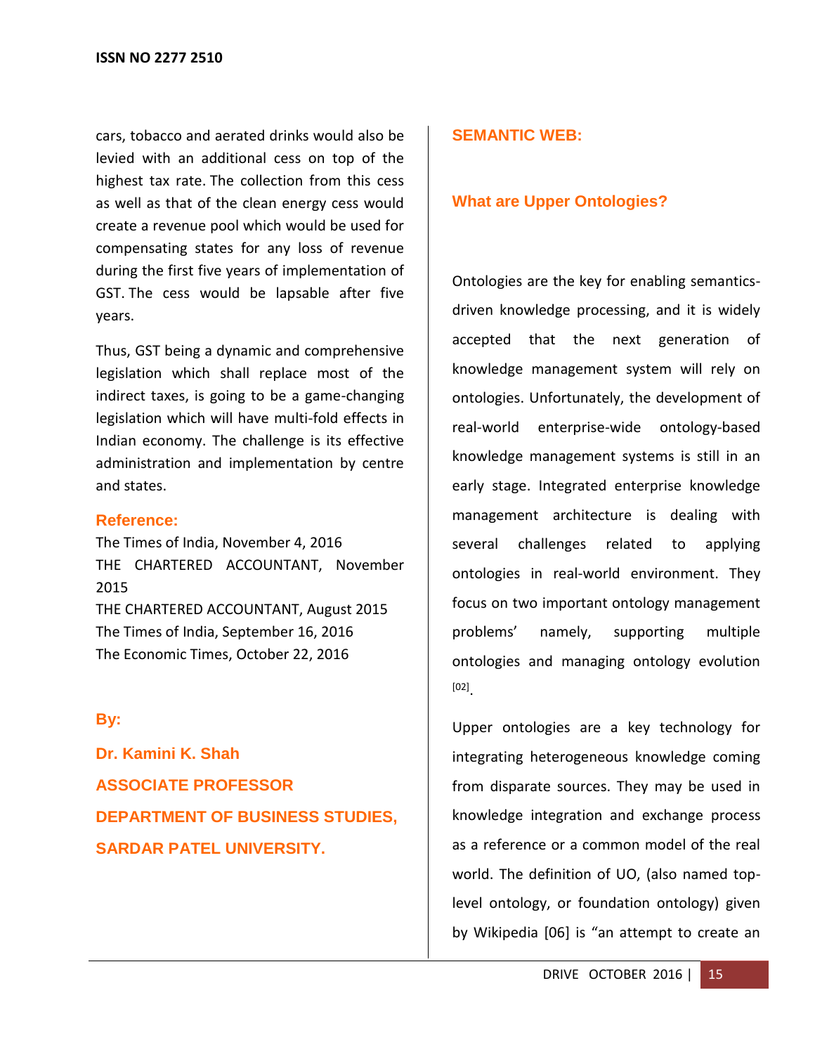cars, tobacco and aerated drinks would also be levied with an additional cess on top of the highest tax rate. The collection from this cess as well as that of the clean energy cess would create a revenue pool which would be used for compensating states for any loss of revenue during the first five years of implementation of GST. The cess would be lapsable after five years.

Thus, GST being a dynamic and comprehensive legislation which shall replace most of the indirect taxes, is going to be a game-changing legislation which will have multi-fold effects in Indian economy. The challenge is its effective administration and implementation by centre and states.

### Reference:

The Times of India, November 4, 2016
THE CHARTERED ACCOUNTANT, November 2015
THE CHARTERED ACCOUNTANT, August 2015
The Times of India, September 16, 2016
The Economic Times, October 22, 2016

**By:**

**Dr. Kamini K. Shah**

**ASSOCIATE PROFESSOR**

**DEPARTMENT OF BUSINESS STUDIES,**

**SARDAR PATEL UNIVERSITY.**

## SEMANTIC WEB:

### What are Upper Ontologies?

Ontologies are the key for enabling semantics-driven knowledge processing, and it is widely accepted that the next generation of knowledge management system will rely on ontologies. Unfortunately, the development of real-world enterprise-wide ontology-based knowledge management systems is still in an early stage. Integrated enterprise knowledge management architecture is dealing with several challenges related to applying ontologies in real-world environment. They focus on two important ontology management problems' namely, supporting multiple ontologies and managing ontology evolution [02].

Upper ontologies are a key technology for integrating heterogeneous knowledge coming from disparate sources. They may be used in knowledge integration and exchange process as a reference or a common model of the real world. The definition of UO, (also named top-level ontology, or foundation ontology) given by Wikipedia [06] is "an attempt to create an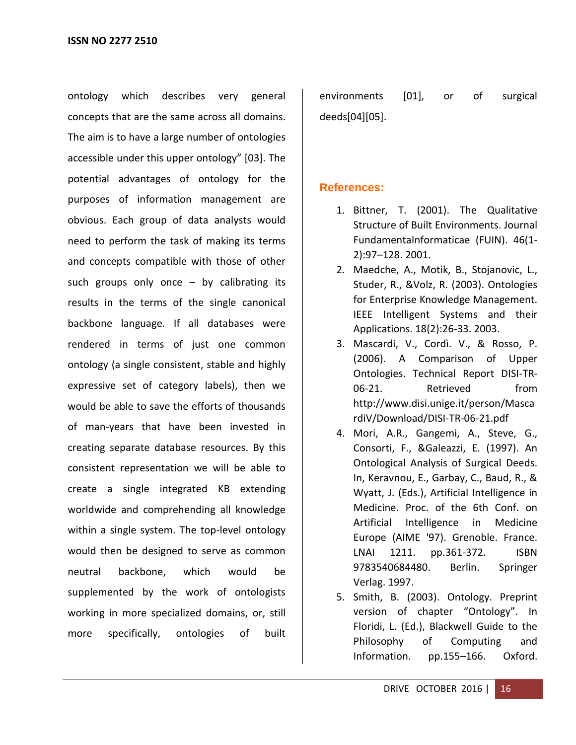ontology which describes very general concepts that are the same across all domains. The aim is to have a large number of ontologies accessible under this upper ontology" [03]. The potential advantages of ontology for the purposes of information management are obvious. Each group of data analysts would need to perform the task of making its terms and concepts compatible with those of other such groups only once – by calibrating its results in the terms of the single canonical backbone language. If all databases were rendered in terms of just one common ontology (a single consistent, stable and highly expressive set of category labels), then we would be able to save the efforts of thousands of man-years that have been invested in creating separate database resources. By this consistent representation we will be able to create a single integrated KB extending worldwide and comprehending all knowledge within a single system. The top-level ontology would then be designed to serve as common neutral backbone, which would be supplemented by the work of ontologists working in more specialized domains, or, still more specifically, ontologies of built environments [01], or of surgical deeds[04][05].

## References:

1. Bittner, T. (2001). The Qualitative Structure of Built Environments. Journal FundamentaInformaticae (FUIN). 46(1-2):97–128. 2001.
2. Maedche, A., Motik, B., Stojanovic, L., Studer, R., &Volz, R. (2003). Ontologies for Enterprise Knowledge Management. IEEE Intelligent Systems and their Applications. 18(2):26-33. 2003.
3. Mascardi, V., Cordì. V., & Rosso, P. (2006). A Comparison of Upper Ontologies. Technical Report DISI-TR-06-21. Retrieved from http://www.disi.unige.it/person/MascardiV/Download/DISI-TR-06-21.pdf
4. Mori, A.R., Gangemi, A., Steve, G., Consorti, F., &Galeazzi, E. (1997). An Ontological Analysis of Surgical Deeds. In, Keravnou, E., Garbay, C., Baud, R., & Wyatt, J. (Eds.), Artificial Intelligence in Medicine. Proc. of the 6th Conf. on Artificial Intelligence in Medicine Europe (AIME '97). Grenoble. France. LNAI 1211. pp.361-372. ISBN 9783540684480. Berlin. Springer Verlag. 1997.
5. Smith, B. (2003). Ontology. Preprint version of chapter "Ontology". In Floridi, L. (Ed.), Blackwell Guide to the Philosophy of Computing and Information. pp.155–166. Oxford.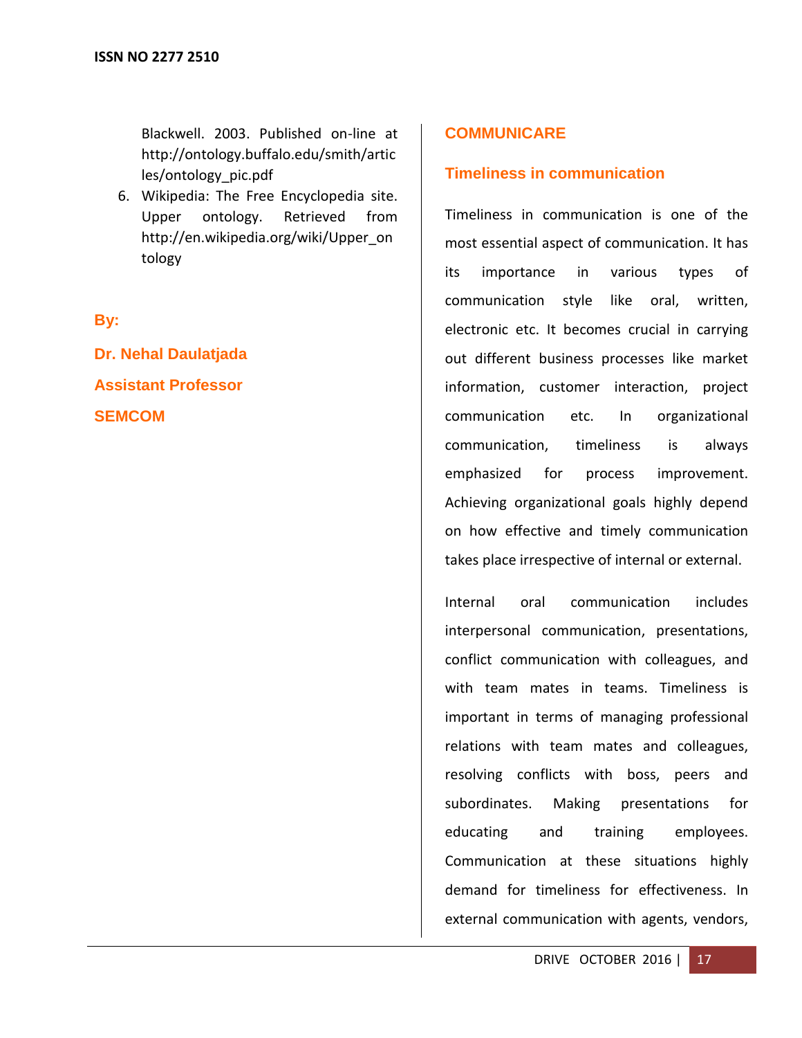Blackwell. 2003. Published on-line at http://ontology.buffalo.edu/smith/articles/ontology_pic.pdf

6. Wikipedia: The Free Encyclopedia site. Upper ontology. Retrieved from http://en.wikipedia.org/wiki/Upper_ontology

**By:**

**Dr. Nehal Daulatjada**

**Assistant Professor**

**SEMCOM**

## COMMUNICARE

### Timeliness in communication

Timeliness in communication is one of the most essential aspect of communication. It has its importance in various types of communication style like oral, written, electronic etc. It becomes crucial in carrying out different business processes like market information, customer interaction, project communication etc. In organizational communication, timeliness is always emphasized for process improvement. Achieving organizational goals highly depend on how effective and timely communication takes place irrespective of internal or external.

Internal oral communication includes interpersonal communication, presentations, conflict communication with colleagues, and with team mates in teams. Timeliness is important in terms of managing professional relations with team mates and colleagues, resolving conflicts with boss, peers and subordinates. Making presentations for educating and training employees. Communication at these situations highly demand for timeliness for effectiveness. In external communication with agents, vendors,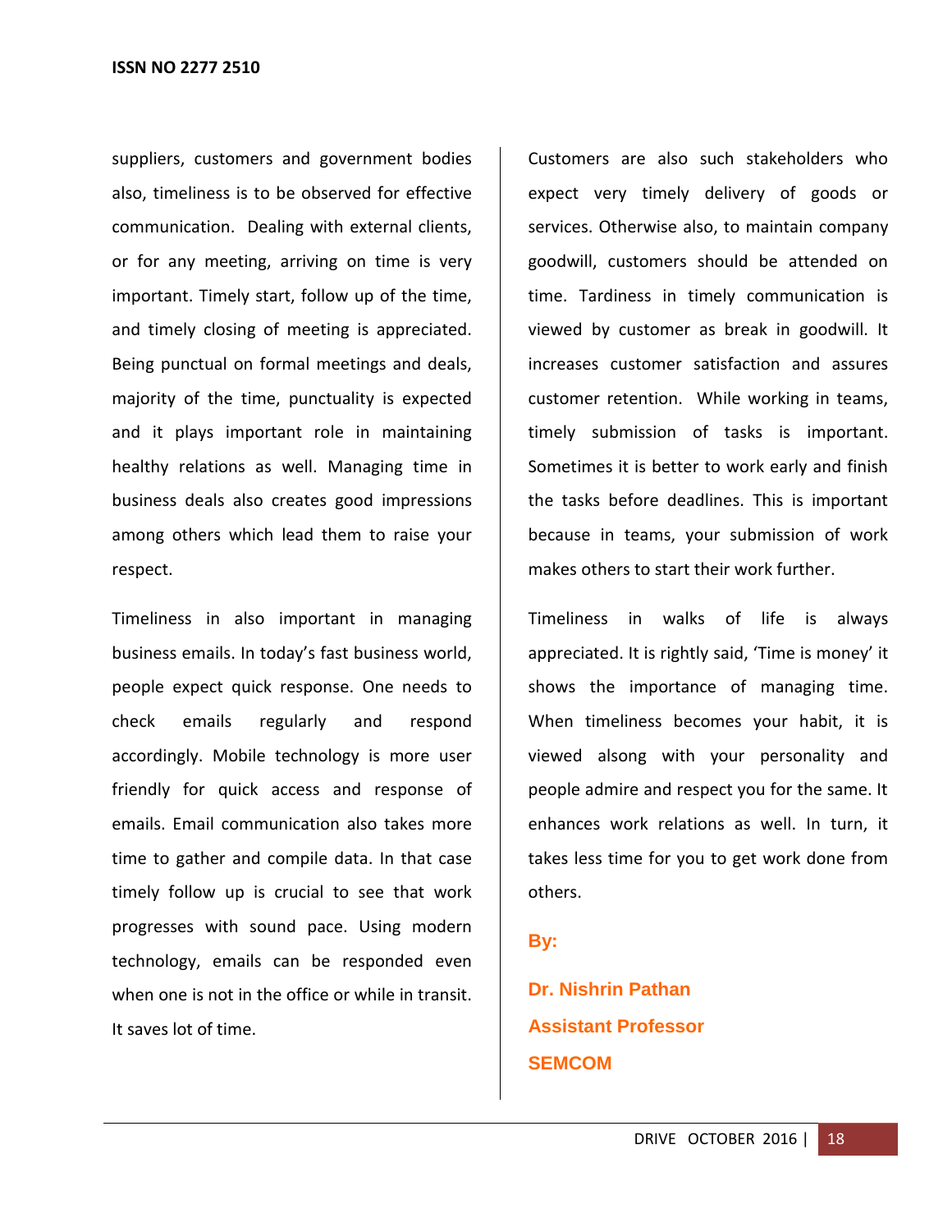suppliers, customers and government bodies also, timeliness is to be observed for effective communication. Dealing with external clients, or for any meeting, arriving on time is very important. Timely start, follow up of the time, and timely closing of meeting is appreciated. Being punctual on formal meetings and deals, majority of the time, punctuality is expected and it plays important role in maintaining healthy relations as well. Managing time in business deals also creates good impressions among others which lead them to raise your respect.

Timeliness in also important in managing business emails. In today's fast business world, people expect quick response. One needs to check emails regularly and respond accordingly. Mobile technology is more user friendly for quick access and response of emails. Email communication also takes more time to gather and compile data. In that case timely follow up is crucial to see that work progresses with sound pace. Using modern technology, emails can be responded even when one is not in the office or while in transit. It saves lot of time.

Customers are also such stakeholders who expect very timely delivery of goods or services. Otherwise also, to maintain company goodwill, customers should be attended on time. Tardiness in timely communication is viewed by customer as break in goodwill. It increases customer satisfaction and assures customer retention. While working in teams, timely submission of tasks is important. Sometimes it is better to work early and finish the tasks before deadlines. This is important because in teams, your submission of work makes others to start their work further.

Timeliness in walks of life is always appreciated. It is rightly said, 'Time is money' it shows the importance of managing time. When timeliness becomes your habit, it is viewed alsong with your personality and people admire and respect you for the same. It enhances work relations as well. In turn, it takes less time for you to get work done from others.

**By:**

**Dr. Nishrin Pathan**

**Assistant Professor**

**SEMCOM**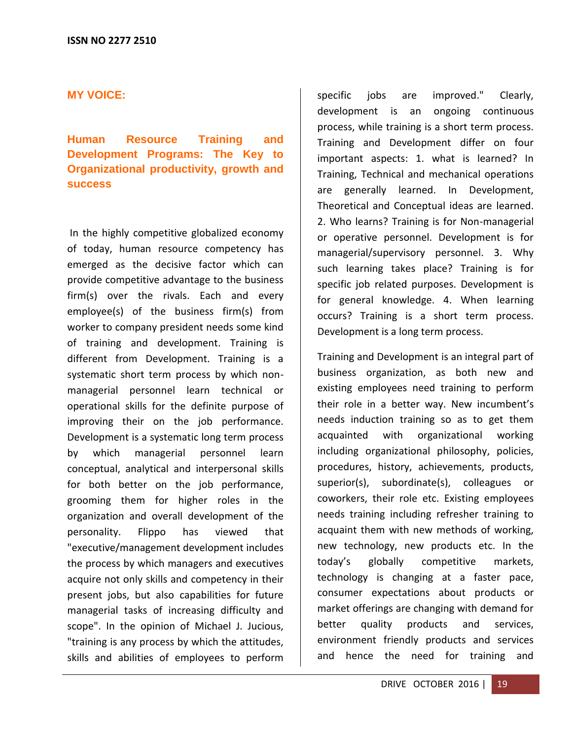ISSN NO 2277 2510

## MY VOICE:

### Human Resource Training and Development Programs: The Key to Organizational productivity, growth and success

In the highly competitive globalized economy of today, human resource competency has emerged as the decisive factor which can provide competitive advantage to the business firm(s) over the rivals. Each and every employee(s) of the business firm(s) from worker to company president needs some kind of training and development. Training is different from Development. Training is a systematic short term process by which non-managerial personnel learn technical or operational skills for the definite purpose of improving their on the job performance. Development is a systematic long term process by which managerial personnel learn conceptual, analytical and interpersonal skills for both better on the job performance, grooming them for higher roles in the organization and overall development of the personality. Flippo has viewed that "executive/management development includes the process by which managers and executives acquire not only skills and competency in their present jobs, but also capabilities for future managerial tasks of increasing difficulty and scope". In the opinion of Michael J. Jucious, "training is any process by which the attitudes, skills and abilities of employees to perform specific jobs are improved." Clearly, development is an ongoing continuous process, while training is a short term process. Training and Development differ on four important aspects: 1. what is learned? In Training, Technical and mechanical operations are generally learned. In Development, Theoretical and Conceptual ideas are learned. 2. Who learns? Training is for Non-managerial or operative personnel. Development is for managerial/supervisory personnel. 3. Why such learning takes place? Training is for specific job related purposes. Development is for general knowledge. 4. When learning occurs? Training is a short term process. Development is a long term process.

Training and Development is an integral part of business organization, as both new and existing employees need training to perform their role in a better way. New incumbent's needs induction training so as to get them acquainted with organizational working including organizational philosophy, policies, procedures, history, achievements, products, superior(s), subordinate(s), colleagues or coworkers, their role etc. Existing employees needs training including refresher training to acquaint them with new methods of working, new technology, new products etc. In the today's globally competitive markets, technology is changing at a faster pace, consumer expectations about products or market offerings are changing with demand for better quality products and services, environment friendly products and services and hence the need for training and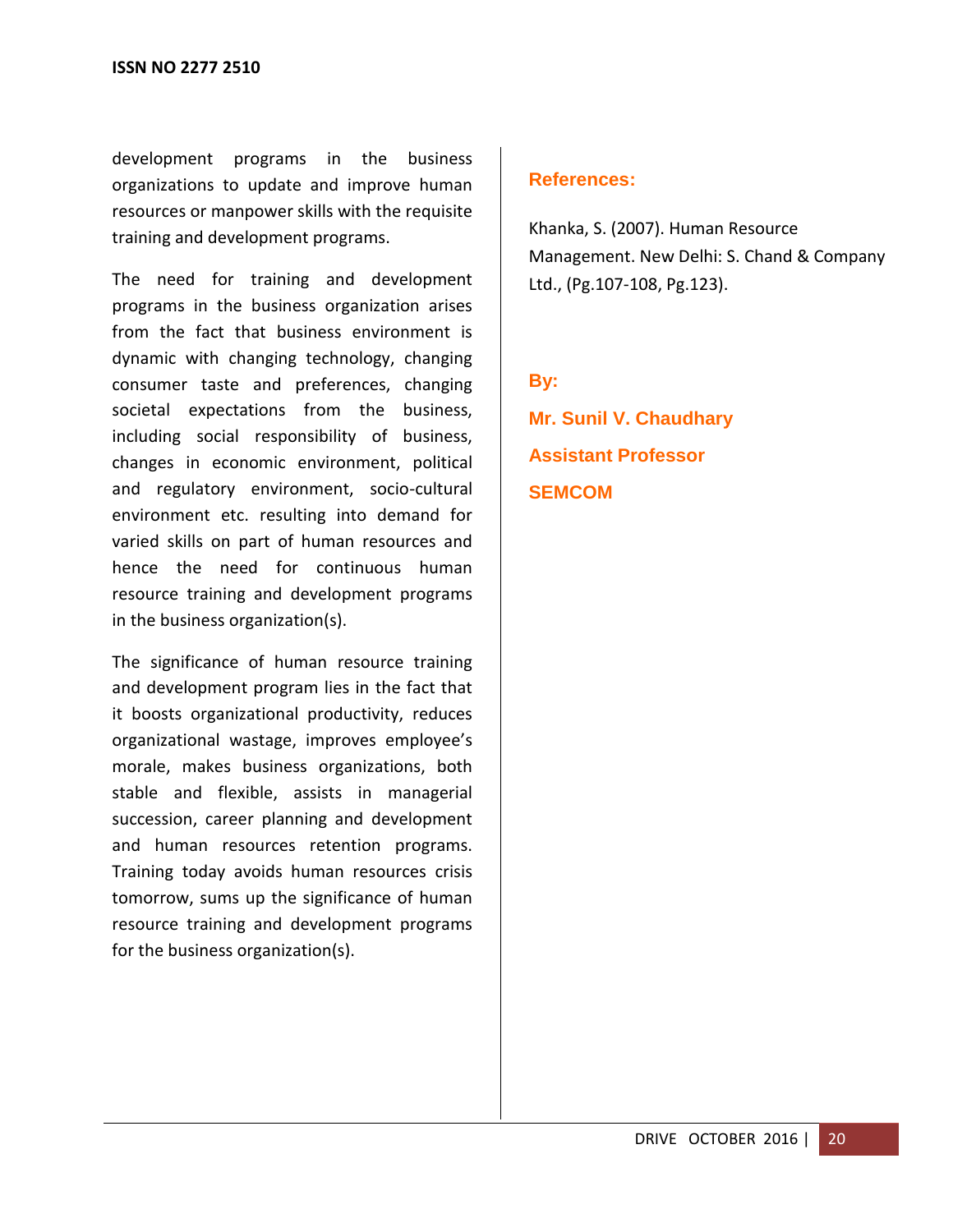development programs in the business organizations to update and improve human resources or manpower skills with the requisite training and development programs.

The need for training and development programs in the business organization arises from the fact that business environment is dynamic with changing technology, changing consumer taste and preferences, changing societal expectations from the business, including social responsibility of business, changes in economic environment, political and regulatory environment, socio-cultural environment etc. resulting into demand for varied skills on part of human resources and hence the need for continuous human resource training and development programs in the business organization(s).

The significance of human resource training and development program lies in the fact that it boosts organizational productivity, reduces organizational wastage, improves employee's morale, makes business organizations, both stable and flexible, assists in managerial succession, career planning and development and human resources retention programs. Training today avoids human resources crisis tomorrow, sums up the significance of human resource training and development programs for the business organization(s).

## References:

Khanka, S. (2007). Human Resource Management. New Delhi: S. Chand & Company Ltd., (Pg.107-108, Pg.123).

**By:**

**Mr. Sunil V. Chaudhary**

**Assistant Professor**

**SEMCOM**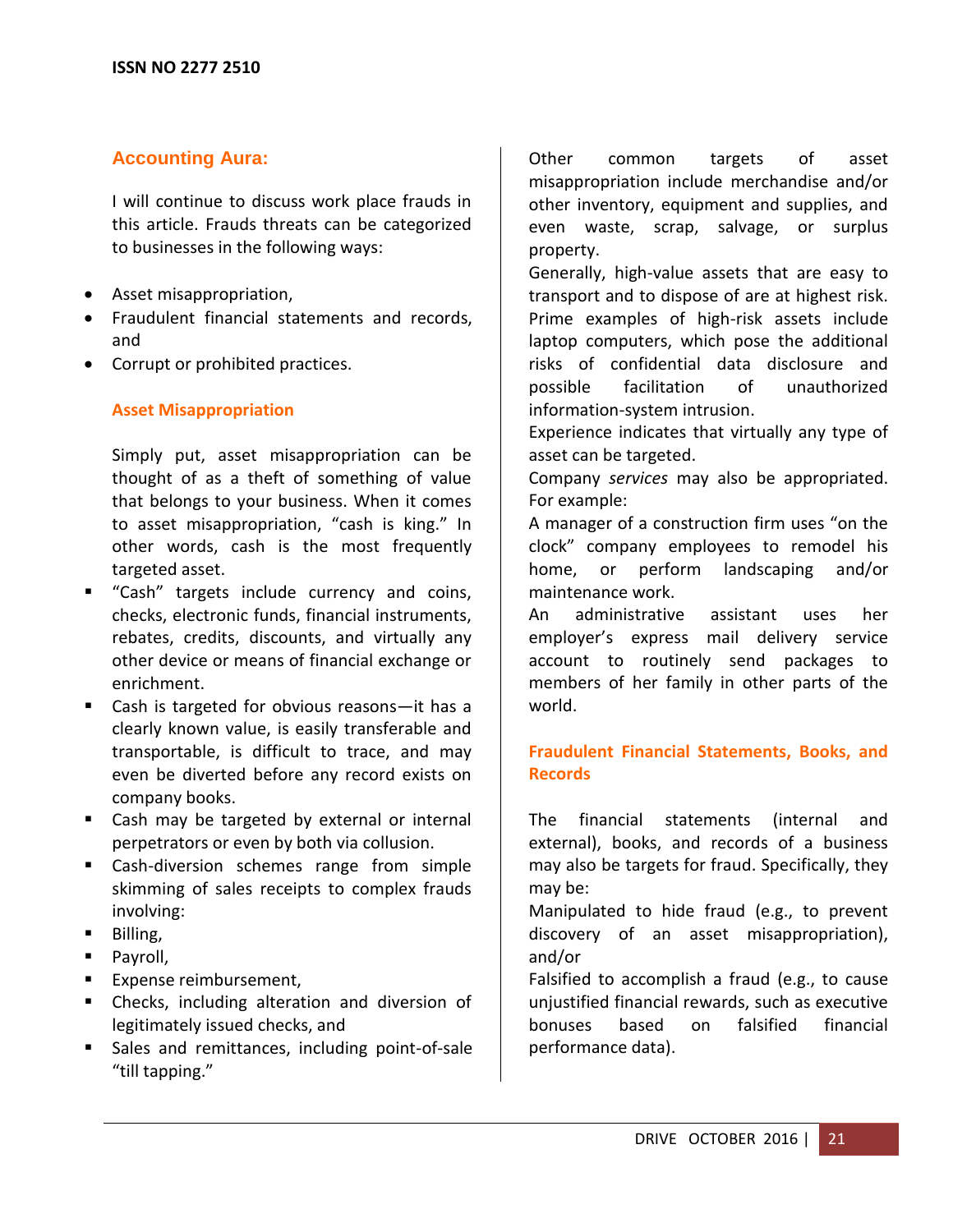## Accounting Aura:

I will continue to discuss work place frauds in this article. Frauds threats can be categorized to businesses in the following ways:

- Asset misappropriation,
- Fraudulent financial statements and records, and
- Corrupt or prohibited practices.

### Asset Misappropriation

Simply put, asset misappropriation can be thought of as a theft of something of value that belongs to your business. When it comes to asset misappropriation, "cash is king." In other words, cash is the most frequently targeted asset.

- "Cash" targets include currency and coins, checks, electronic funds, financial instruments, rebates, credits, discounts, and virtually any other device or means of financial exchange or enrichment.
- Cash is targeted for obvious reasons—it has a clearly known value, is easily transferable and transportable, is difficult to trace, and may even be diverted before any record exists on company books.
- Cash may be targeted by external or internal perpetrators or even by both via collusion.
- Cash-diversion schemes range from simple skimming of sales receipts to complex frauds involving:
- Billing,
- Payroll,
- Expense reimbursement,
- Checks, including alteration and diversion of legitimately issued checks, and
- Sales and remittances, including point-of-sale "till tapping."

Other common targets of asset misappropriation include merchandise and/or other inventory, equipment and supplies, and even waste, scrap, salvage, or surplus property.

Generally, high-value assets that are easy to transport and to dispose of are at highest risk. Prime examples of high-risk assets include laptop computers, which pose the additional risks of confidential data disclosure and possible facilitation of unauthorized information-system intrusion.

Experience indicates that virtually any type of asset can be targeted.

Company *services* may also be appropriated. For example:

A manager of a construction firm uses "on the clock" company employees to remodel his home, or perform landscaping and/or maintenance work.

An administrative assistant uses her employer's express mail delivery service account to routinely send packages to members of her family in other parts of the world.

### Fraudulent Financial Statements, Books, and Records

The financial statements (internal and external), books, and records of a business may also be targets for fraud. Specifically, they may be:

Manipulated to hide fraud (e.g., to prevent discovery of an asset misappropriation), and/or

Falsified to accomplish a fraud (e.g., to cause unjustified financial rewards, such as executive bonuses based on falsified financial performance data).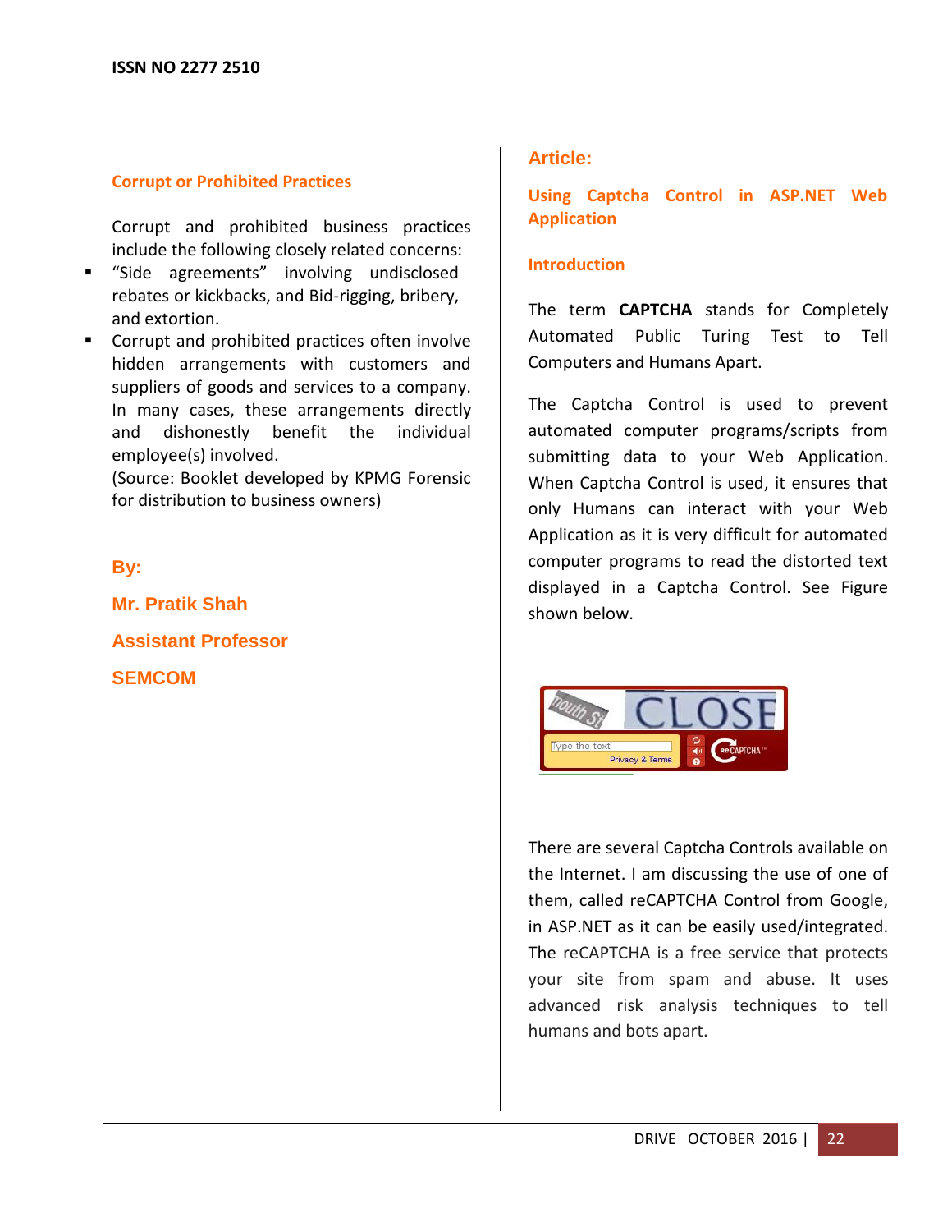## Corrupt or Prohibited Practices

Corrupt and prohibited business practices include the following closely related concerns:

- "Side agreements" involving undisclosed rebates or kickbacks, and Bid-rigging, bribery, and extortion.
- Corrupt and prohibited practices often involve hidden arrangements with customers and suppliers of goods and services to a company. In many cases, these arrangements directly and dishonestly benefit the individual employee(s) involved.
  (Source: Booklet developed by KPMG Forensic for distribution to business owners)

**By:**

**Mr. Pratik Shah**

**Assistant Professor**

**SEMCOM**

## Article:

## Using Captcha Control in ASP.NET Web Application

### Introduction

The term **CAPTCHA** stands for Completely Automated Public Turing Test to Tell Computers and Humans Apart.

The Captcha Control is used to prevent automated computer programs/scripts from submitting data to your Web Application. When Captcha Control is used, it ensures that only Humans can interact with your Web Application as it is very difficult for automated computer programs to read the distorted text displayed in a Captcha Control. See Figure shown below.

There are several Captcha Controls available on the Internet. I am discussing the use of one of them, called reCAPTCHA Control from Google, in ASP.NET as it can be easily used/integrated. The reCAPTCHA is a free service that protects your site from spam and abuse. It uses advanced risk analysis techniques to tell humans and bots apart.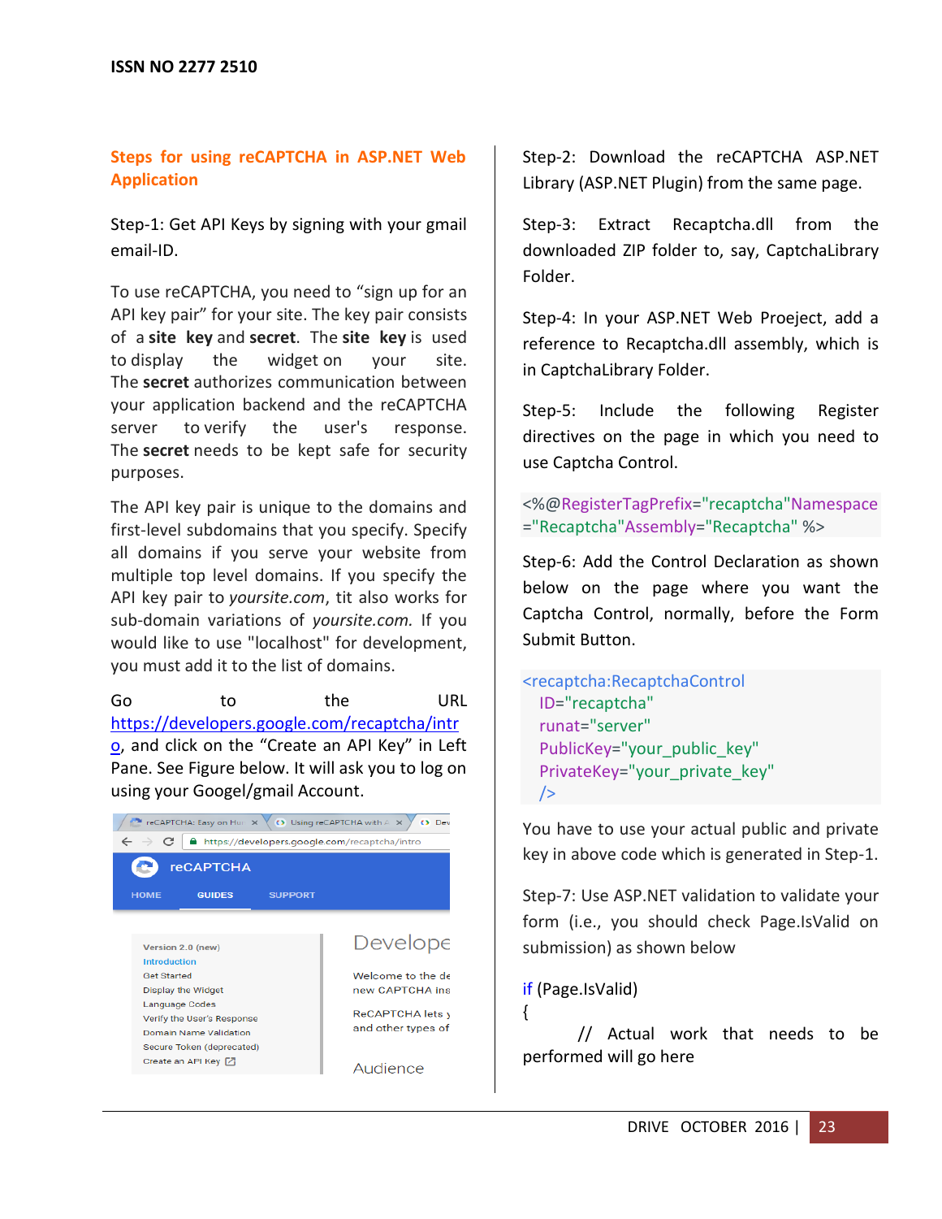## Steps for using reCAPTCHA in ASP.NET Web Application

Step-1: Get API Keys by signing with your gmail email-ID.

To use reCAPTCHA, you need to "sign up for an API key pair" for your site. The key pair consists of a **site key** and **secret**. The **site key** is used to display the widget on your site. The **secret** authorizes communication between your application backend and the reCAPTCHA server to verify the user's response. The **secret** needs to be kept safe for security purposes.

The API key pair is unique to the domains and first-level subdomains that you specify. Specify all domains if you serve your website from multiple top level domains. If you specify the API key pair to *yoursite.com*, tit also works for sub-domain variations of *yoursite.com*. If you would like to use "localhost" for development, you must add it to the list of domains.

Go to the URL https://developers.google.com/recaptcha/intro, and click on the "Create an API Key" in Left Pane. See Figure below. It will ask you to log on using your Googel/gmail Account.

Step-2: Download the reCAPTCHA ASP.NET Library (ASP.NET Plugin) from the same page.

Step-3: Extract Recaptcha.dll from the downloaded ZIP folder to, say, CaptchaLibrary Folder.

Step-4: In your ASP.NET Web Proeject, add a reference to Recaptcha.dll assembly, which is in CaptchaLibrary Folder.

Step-5: Include the following Register directives on the page in which you need to use Captcha Control.

```
<%@RegisterTagPrefix="recaptcha"Namespace="Recaptcha"Assembly="Recaptcha" %>
```

Step-6: Add the Control Declaration as shown below on the page where you want the Captcha Control, normally, before the Form Submit Button.

```
<recaptcha:RecaptchaControl
  ID="recaptcha"
  runat="server"
  PublicKey="your_public_key"
  PrivateKey="your_private_key"
  />
```

You have to use your actual public and private key in above code which is generated in Step-1.

Step-7: Use ASP.NET validation to validate your form (i.e., you should check Page.IsValid on submission) as shown below

```
if (Page.IsValid)
{
     // Actual work that needs to be performed will go here
```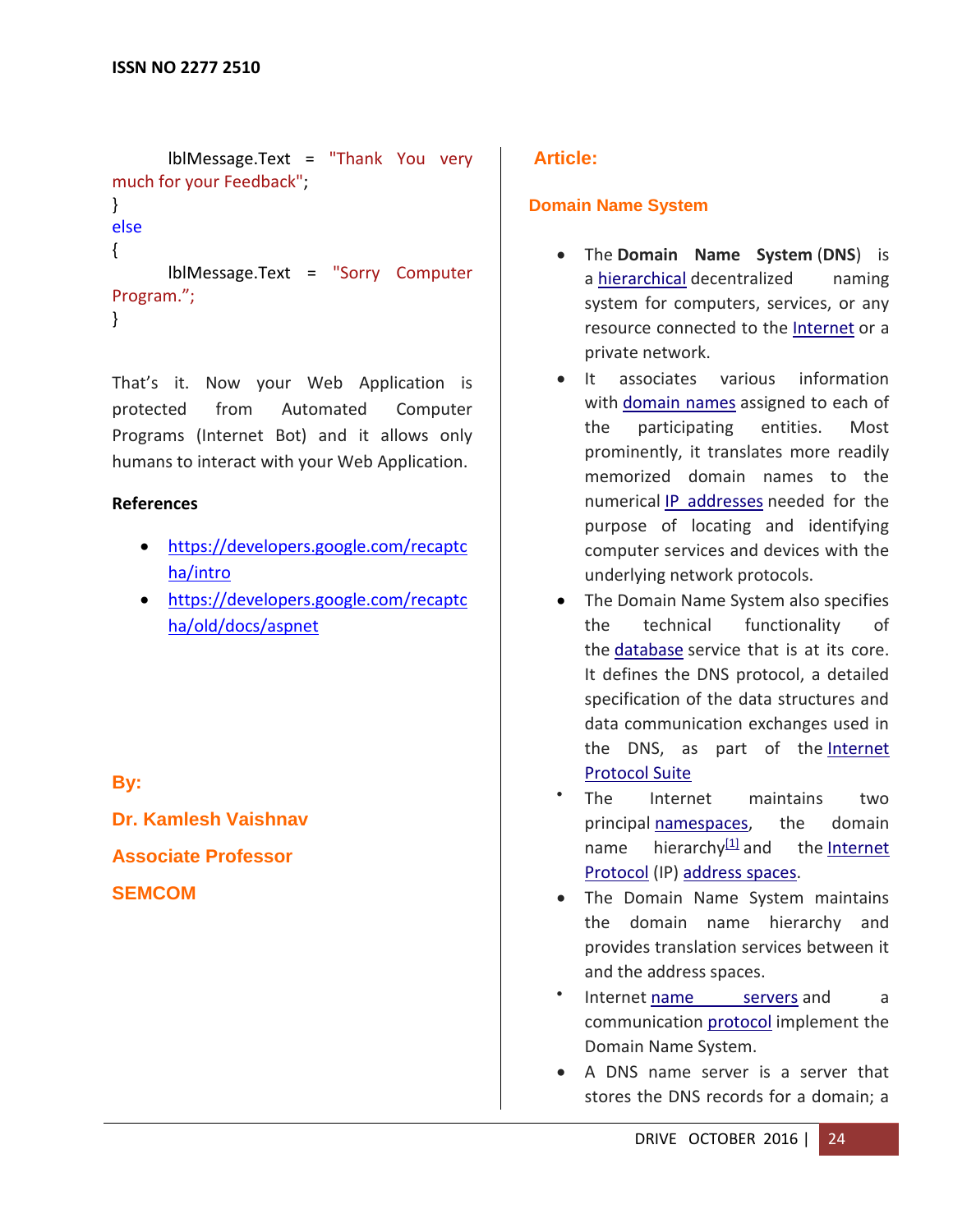```
        lblMessage.Text = "Thank You very much for your Feedback";
}
else
{
        lblMessage.Text = "Sorry Computer Program.";
}
```

That's it. Now your Web Application is protected from Automated Computer Programs (Internet Bot) and it allows only humans to interact with your Web Application.

**References**

- https://developers.google.com/recaptcha/intro
- https://developers.google.com/recaptcha/old/docs/aspnet

**By:**

**Dr. Kamlesh Vaishnav**

**Associate Professor**

**SEMCOM**

# Article:

## Domain Name System

- The **Domain Name System** (**DNS**) is a hierarchical decentralized naming system for computers, services, or any resource connected to the Internet or a private network.
- It associates various information with domain names assigned to each of the participating entities. Most prominently, it translates more readily memorized domain names to the numerical IP addresses needed for the purpose of locating and identifying computer services and devices with the underlying network protocols.
- The Domain Name System also specifies the technical functionality of the database service that is at its core. It defines the DNS protocol, a detailed specification of the data structures and data communication exchanges used in the DNS, as part of the Internet Protocol Suite
- The Internet maintains two principal namespaces, the domain name hierarchy[1] and the Internet Protocol (IP) address spaces.
- The Domain Name System maintains the domain name hierarchy and provides translation services between it and the address spaces.
- Internet name servers and a communication protocol implement the Domain Name System.
- A DNS name server is a server that stores the DNS records for a domain; a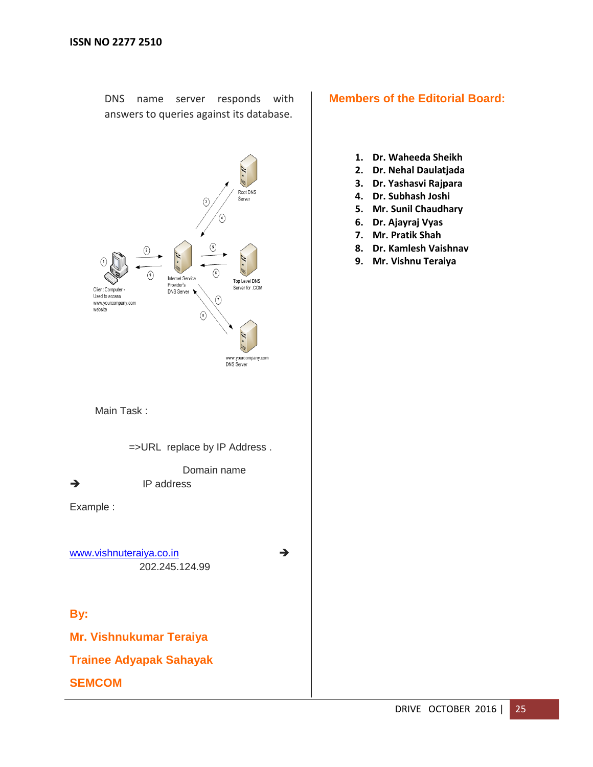DNS name server responds with answers to queries against its database.

Main Task :

=>URL replace by IP Address .

Domain name ➔ IP address

Example :

www.vishnuteraiya.co.in ➔ 202.245.124.99

**By:**

**Mr. Vishnukumar Teraiya**

**Trainee Adyapak Sahayak**

**SEMCOM**

## Members of the Editorial Board:

1. **Dr. Waheeda Sheikh**
2. **Dr. Nehal Daulatjada**
3. **Dr. Yashasvi Rajpara**
4. **Dr. Subhash Joshi**
5. **Mr. Sunil Chaudhary**
6. **Dr. Ajayraj Vyas**
7. **Mr. Pratik Shah**
8. **Dr. Kamlesh Vaishnav**
9. **Mr. Vishnu Teraiya**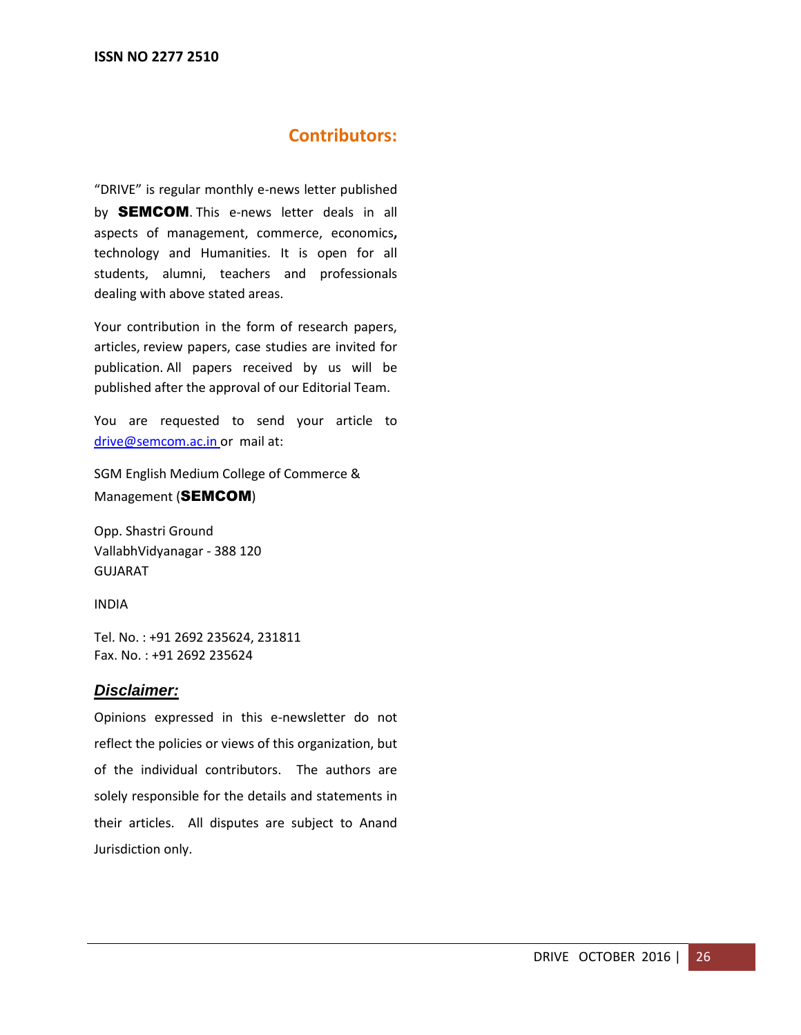## Contributors:

"DRIVE" is regular monthly e-news letter published by **SEMCOM**. This e-news letter deals in all aspects of management, commerce, economics, technology and Humanities. It is open for all students, alumni, teachers and professionals dealing with above stated areas.

Your contribution in the form of research papers, articles, review papers, case studies are invited for publication. All papers received by us will be published after the approval of our Editorial Team.

You are requested to send your article to drive@semcom.ac.in or mail at:

SGM English Medium College of Commerce & Management (**SEMCOM**)

Opp. Shastri Ground
VallabhVidyanagar - 388 120
GUJARAT

INDIA

Tel. No. : +91 2692 235624, 231811
Fax. No. : +91 2692 235624

### ***Disclaimer:***

Opinions expressed in this e-newsletter do not reflect the policies or views of this organization, but of the individual contributors. The authors are solely responsible for the details and statements in their articles. All disputes are subject to Anand Jurisdiction only.